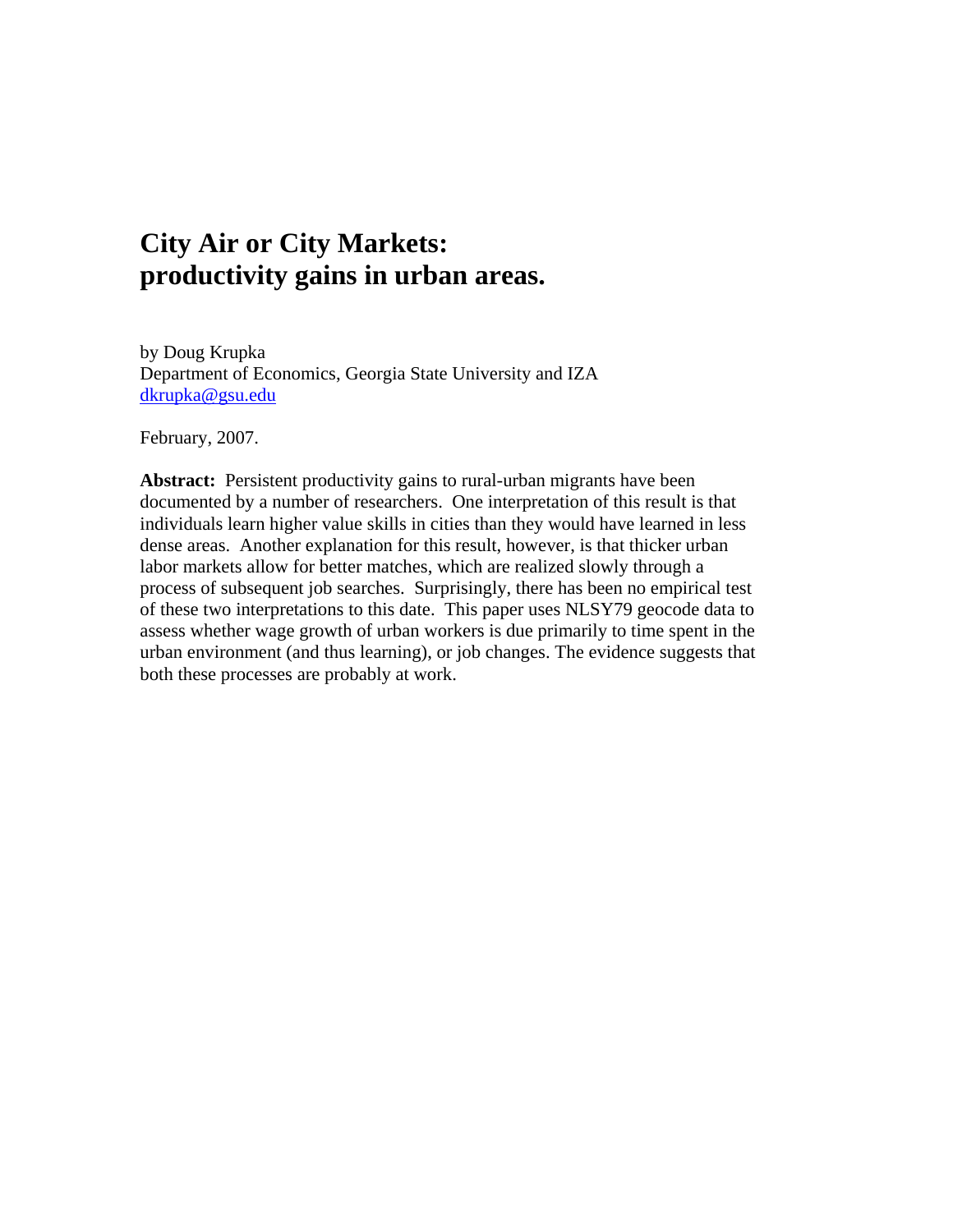# City Air or City Markets: productivity gains in urban areas.

by Doug Krupka
Department of Economics, Georgia State University and IZA
dkrupka@gsu.edu

February, 2007.

**Abstract:** Persistent productivity gains to rural-urban migrants have been documented by a number of researchers. One interpretation of this result is that individuals learn higher value skills in cities than they would have learned in less dense areas. Another explanation for this result, however, is that thicker urban labor markets allow for better matches, which are realized slowly through a process of subsequent job searches. Surprisingly, there has been no empirical test of these two interpretations to this date. This paper uses NLSY79 geocode data to assess whether wage growth of urban workers is due primarily to time spent in the urban environment (and thus learning), or job changes. The evidence suggests that both these processes are probably at work.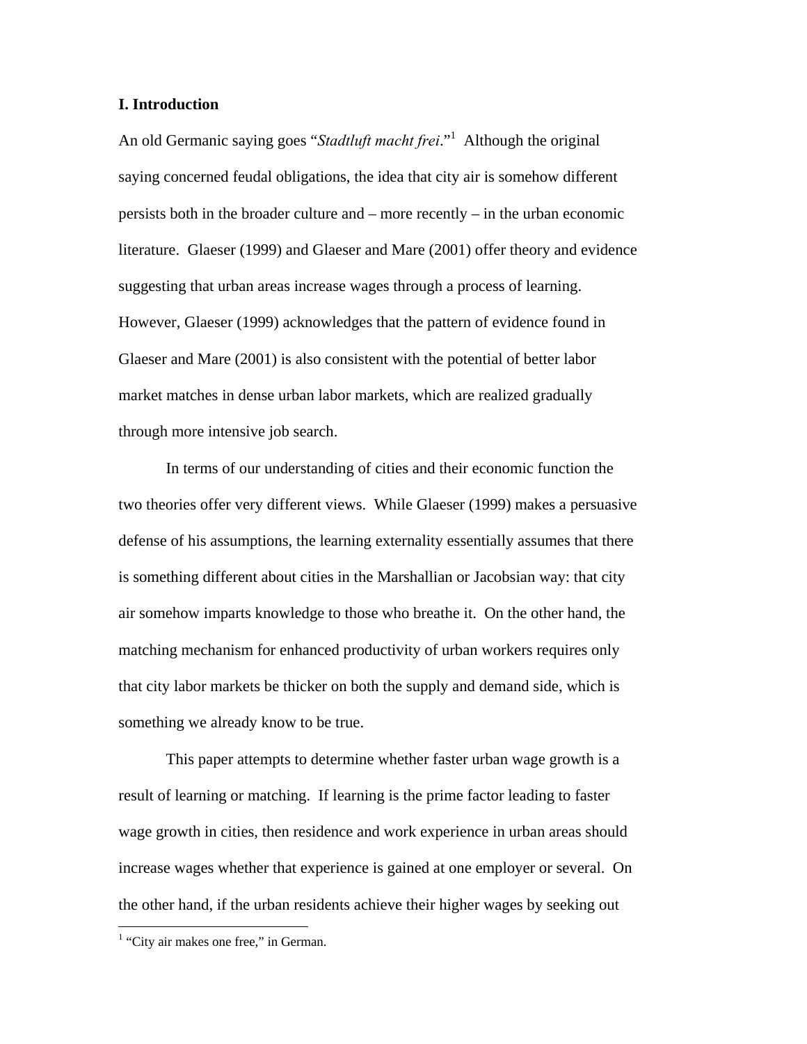## I. Introduction

An old Germanic saying goes "*Stadtluft macht frei*."[1] Although the original saying concerned feudal obligations, the idea that city air is somehow different persists both in the broader culture and – more recently – in the urban economic literature. Glaeser (1999) and Glaeser and Mare (2001) offer theory and evidence suggesting that urban areas increase wages through a process of learning. However, Glaeser (1999) acknowledges that the pattern of evidence found in Glaeser and Mare (2001) is also consistent with the potential of better labor market matches in dense urban labor markets, which are realized gradually through more intensive job search.

In terms of our understanding of cities and their economic function the two theories offer very different views. While Glaeser (1999) makes a persuasive defense of his assumptions, the learning externality essentially assumes that there is something different about cities in the Marshallian or Jacobsian way: that city air somehow imparts knowledge to those who breathe it. On the other hand, the matching mechanism for enhanced productivity of urban workers requires only that city labor markets be thicker on both the supply and demand side, which is something we already know to be true.

This paper attempts to determine whether faster urban wage growth is a result of learning or matching. If learning is the prime factor leading to faster wage growth in cities, then residence and work experience in urban areas should increase wages whether that experience is gained at one employer or several. On the other hand, if the urban residents achieve their higher wages by seeking out

[1] "City air makes one free," in German.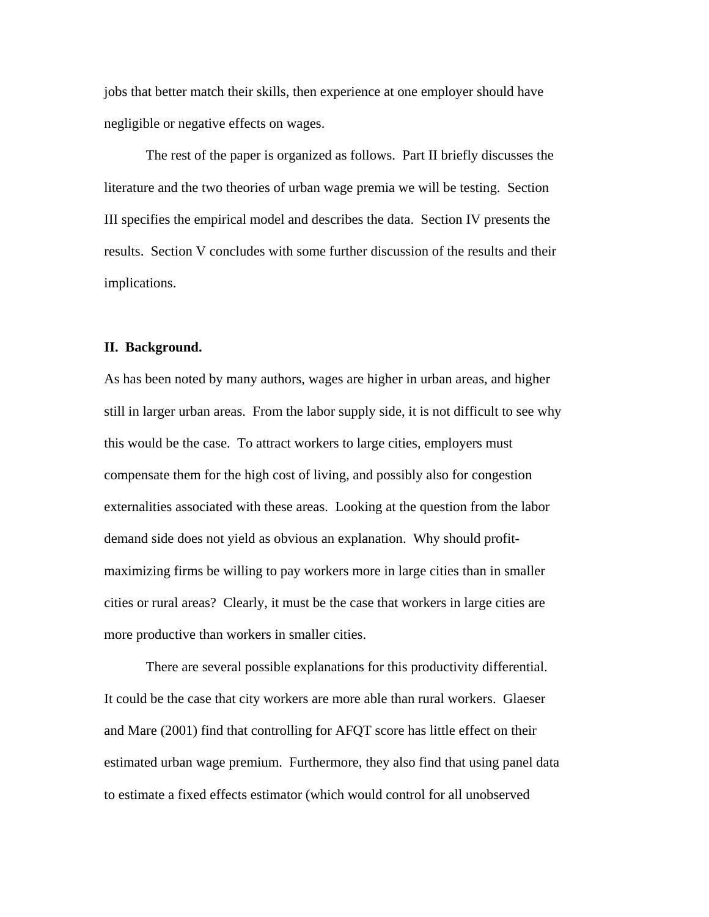jobs that better match their skills, then experience at one employer should have negligible or negative effects on wages.

The rest of the paper is organized as follows. Part II briefly discusses the literature and the two theories of urban wage premia we will be testing. Section III specifies the empirical model and describes the data. Section IV presents the results. Section V concludes with some further discussion of the results and their implications.

## II. Background.

As has been noted by many authors, wages are higher in urban areas, and higher still in larger urban areas. From the labor supply side, it is not difficult to see why this would be the case. To attract workers to large cities, employers must compensate them for the high cost of living, and possibly also for congestion externalities associated with these areas. Looking at the question from the labor demand side does not yield as obvious an explanation. Why should profit-maximizing firms be willing to pay workers more in large cities than in smaller cities or rural areas? Clearly, it must be the case that workers in large cities are more productive than workers in smaller cities.

There are several possible explanations for this productivity differential. It could be the case that city workers are more able than rural workers. Glaeser and Mare (2001) find that controlling for AFQT score has little effect on their estimated urban wage premium. Furthermore, they also find that using panel data to estimate a fixed effects estimator (which would control for all unobserved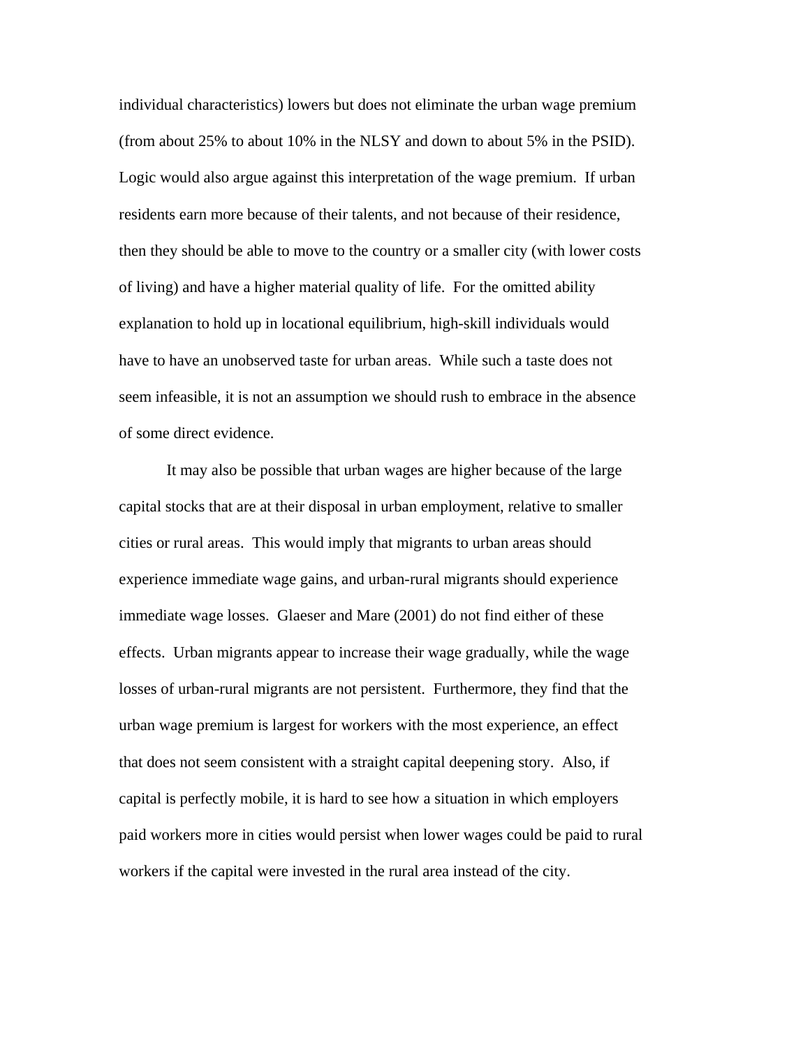individual characteristics) lowers but does not eliminate the urban wage premium (from about 25% to about 10% in the NLSY and down to about 5% in the PSID). Logic would also argue against this interpretation of the wage premium. If urban residents earn more because of their talents, and not because of their residence, then they should be able to move to the country or a smaller city (with lower costs of living) and have a higher material quality of life. For the omitted ability explanation to hold up in locational equilibrium, high-skill individuals would have to have an unobserved taste for urban areas. While such a taste does not seem infeasible, it is not an assumption we should rush to embrace in the absence of some direct evidence.

It may also be possible that urban wages are higher because of the large capital stocks that are at their disposal in urban employment, relative to smaller cities or rural areas. This would imply that migrants to urban areas should experience immediate wage gains, and urban-rural migrants should experience immediate wage losses. Glaeser and Mare (2001) do not find either of these effects. Urban migrants appear to increase their wage gradually, while the wage losses of urban-rural migrants are not persistent. Furthermore, they find that the urban wage premium is largest for workers with the most experience, an effect that does not seem consistent with a straight capital deepening story. Also, if capital is perfectly mobile, it is hard to see how a situation in which employers paid workers more in cities would persist when lower wages could be paid to rural workers if the capital were invested in the rural area instead of the city.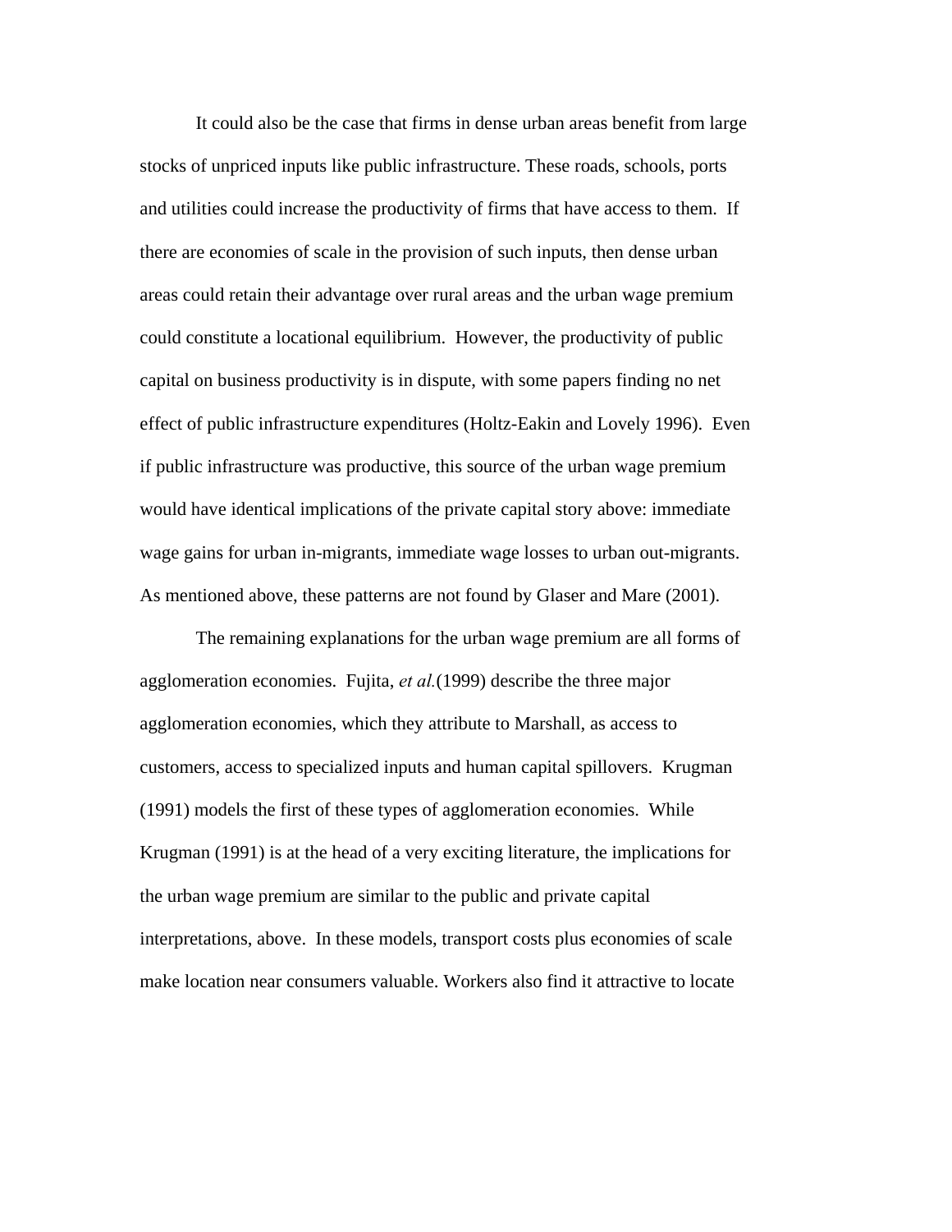It could also be the case that firms in dense urban areas benefit from large stocks of unpriced inputs like public infrastructure. These roads, schools, ports and utilities could increase the productivity of firms that have access to them. If there are economies of scale in the provision of such inputs, then dense urban areas could retain their advantage over rural areas and the urban wage premium could constitute a locational equilibrium. However, the productivity of public capital on business productivity is in dispute, with some papers finding no net effect of public infrastructure expenditures (Holtz-Eakin and Lovely 1996). Even if public infrastructure was productive, this source of the urban wage premium would have identical implications of the private capital story above: immediate wage gains for urban in-migrants, immediate wage losses to urban out-migrants. As mentioned above, these patterns are not found by Glaser and Mare (2001).

The remaining explanations for the urban wage premium are all forms of agglomeration economies. Fujita, *et al.*(1999) describe the three major agglomeration economies, which they attribute to Marshall, as access to customers, access to specialized inputs and human capital spillovers. Krugman (1991) models the first of these types of agglomeration economies. While Krugman (1991) is at the head of a very exciting literature, the implications for the urban wage premium are similar to the public and private capital interpretations, above. In these models, transport costs plus economies of scale make location near consumers valuable. Workers also find it attractive to locate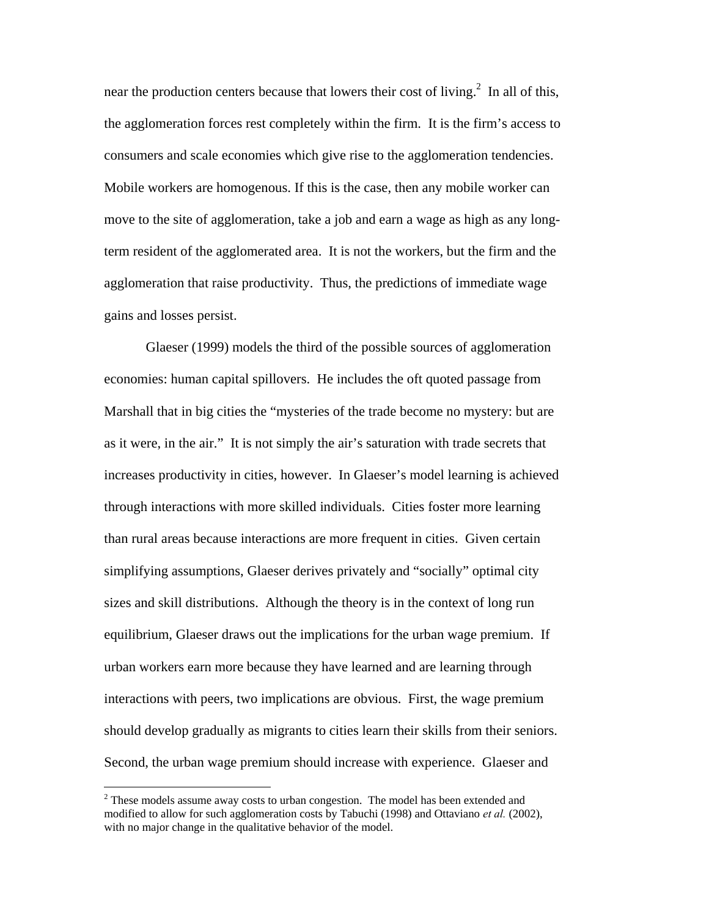near the production centers because that lowers their cost of living.[2] In all of this, the agglomeration forces rest completely within the firm. It is the firm's access to consumers and scale economies which give rise to the agglomeration tendencies. Mobile workers are homogenous. If this is the case, then any mobile worker can move to the site of agglomeration, take a job and earn a wage as high as any long-term resident of the agglomerated area. It is not the workers, but the firm and the agglomeration that raise productivity. Thus, the predictions of immediate wage gains and losses persist.

Glaeser (1999) models the third of the possible sources of agglomeration economies: human capital spillovers. He includes the oft quoted passage from Marshall that in big cities the "mysteries of the trade become no mystery: but are as it were, in the air." It is not simply the air's saturation with trade secrets that increases productivity in cities, however. In Glaeser's model learning is achieved through interactions with more skilled individuals. Cities foster more learning than rural areas because interactions are more frequent in cities. Given certain simplifying assumptions, Glaeser derives privately and "socially" optimal city sizes and skill distributions. Although the theory is in the context of long run equilibrium, Glaeser draws out the implications for the urban wage premium. If urban workers earn more because they have learned and are learning through interactions with peers, two implications are obvious. First, the wage premium should develop gradually as migrants to cities learn their skills from their seniors. Second, the urban wage premium should increase with experience. Glaeser and

[2] These models assume away costs to urban congestion. The model has been extended and modified to allow for such agglomeration costs by Tabuchi (1998) and Ottaviano *et al.* (2002), with no major change in the qualitative behavior of the model.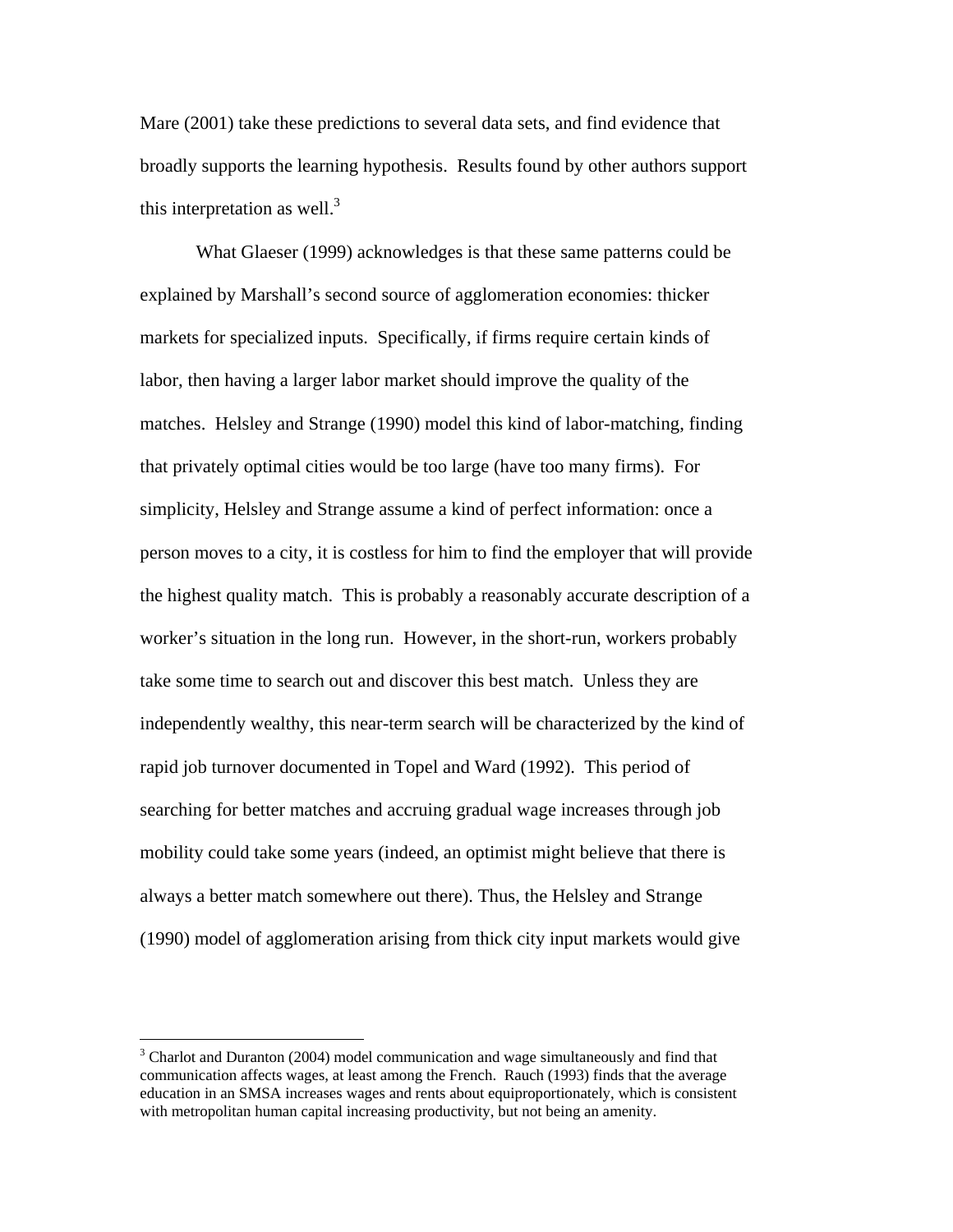Mare (2001) take these predictions to several data sets, and find evidence that broadly supports the learning hypothesis. Results found by other authors support this interpretation as well.[3]

What Glaeser (1999) acknowledges is that these same patterns could be explained by Marshall's second source of agglomeration economies: thicker markets for specialized inputs. Specifically, if firms require certain kinds of labor, then having a larger labor market should improve the quality of the matches. Helsley and Strange (1990) model this kind of labor-matching, finding that privately optimal cities would be too large (have too many firms). For simplicity, Helsley and Strange assume a kind of perfect information: once a person moves to a city, it is costless for him to find the employer that will provide the highest quality match. This is probably a reasonably accurate description of a worker's situation in the long run. However, in the short-run, workers probably take some time to search out and discover this best match. Unless they are independently wealthy, this near-term search will be characterized by the kind of rapid job turnover documented in Topel and Ward (1992). This period of searching for better matches and accruing gradual wage increases through job mobility could take some years (indeed, an optimist might believe that there is always a better match somewhere out there). Thus, the Helsley and Strange (1990) model of agglomeration arising from thick city input markets would give

---

[3] Charlot and Duranton (2004) model communication and wage simultaneously and find that communication affects wages, at least among the French. Rauch (1993) finds that the average education in an SMSA increases wages and rents about equiproportionately, which is consistent with metropolitan human capital increasing productivity, but not being an amenity.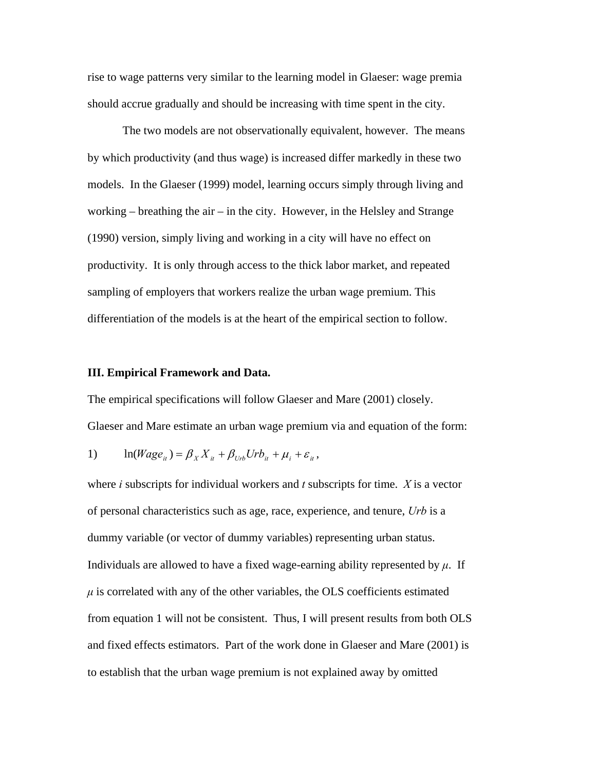rise to wage patterns very similar to the learning model in Glaeser: wage premia should accrue gradually and should be increasing with time spent in the city.

The two models are not observationally equivalent, however. The means by which productivity (and thus wage) is increased differ markedly in these two models. In the Glaeser (1999) model, learning occurs simply through living and working – breathing the air – in the city. However, in the Helsley and Strange (1990) version, simply living and working in a city will have no effect on productivity. It is only through access to the thick labor market, and repeated sampling of employers that workers realize the urban wage premium. This differentiation of the models is at the heart of the empirical section to follow.

### III. Empirical Framework and Data.

The empirical specifications will follow Glaeser and Mare (2001) closely. Glaeser and Mare estimate an urban wage premium via and equation of the form:

$$1) \qquad \ln(Wage_{it}) = \beta_X X_{it} + \beta_{Urb} Urb_{it} + \mu_i + \varepsilon_{it},$$

where *i* subscripts for individual workers and *t* subscripts for time. *X* is a vector of personal characteristics such as age, race, experience, and tenure, *Urb* is a dummy variable (or vector of dummy variables) representing urban status. Individuals are allowed to have a fixed wage-earning ability represented by $\mu$. If $\mu$ is correlated with any of the other variables, the OLS coefficients estimated from equation 1 will not be consistent. Thus, I will present results from both OLS and fixed effects estimators. Part of the work done in Glaeser and Mare (2001) is to establish that the urban wage premium is not explained away by omitted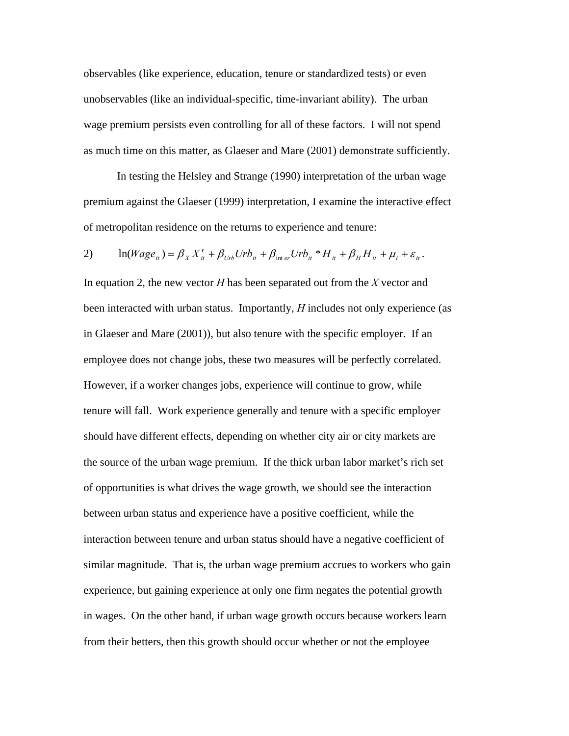observables (like experience, education, tenure or standardized tests) or even unobservables (like an individual-specific, time-invariant ability). The urban wage premium persists even controlling for all of these factors. I will not spend as much time on this matter, as Glaeser and Mare (2001) demonstrate sufficiently.

In testing the Helsley and Strange (1990) interpretation of the urban wage premium against the Glaeser (1999) interpretation, I examine the interactive effect of metropolitan residence on the returns to experience and tenure:

$$\text{2)} \qquad \ln(Wage_{it}) = \beta_X X'_{it} + \beta_{Urb} Urb_{it} + \beta_{inter} Urb_{it} * H_{it} + \beta_H H_{it} + \mu_i + \varepsilon_{it}.$$

In equation 2, the new vector *H* has been separated out from the *X* vector and been interacted with urban status. Importantly, *H* includes not only experience (as in Glaeser and Mare (2001)), but also tenure with the specific employer. If an employee does not change jobs, these two measures will be perfectly correlated. However, if a worker changes jobs, experience will continue to grow, while tenure will fall. Work experience generally and tenure with a specific employer should have different effects, depending on whether city air or city markets are the source of the urban wage premium. If the thick urban labor market's rich set of opportunities is what drives the wage growth, we should see the interaction between urban status and experience have a positive coefficient, while the interaction between tenure and urban status should have a negative coefficient of similar magnitude. That is, the urban wage premium accrues to workers who gain experience, but gaining experience at only one firm negates the potential growth in wages. On the other hand, if urban wage growth occurs because workers learn from their betters, then this growth should occur whether or not the employee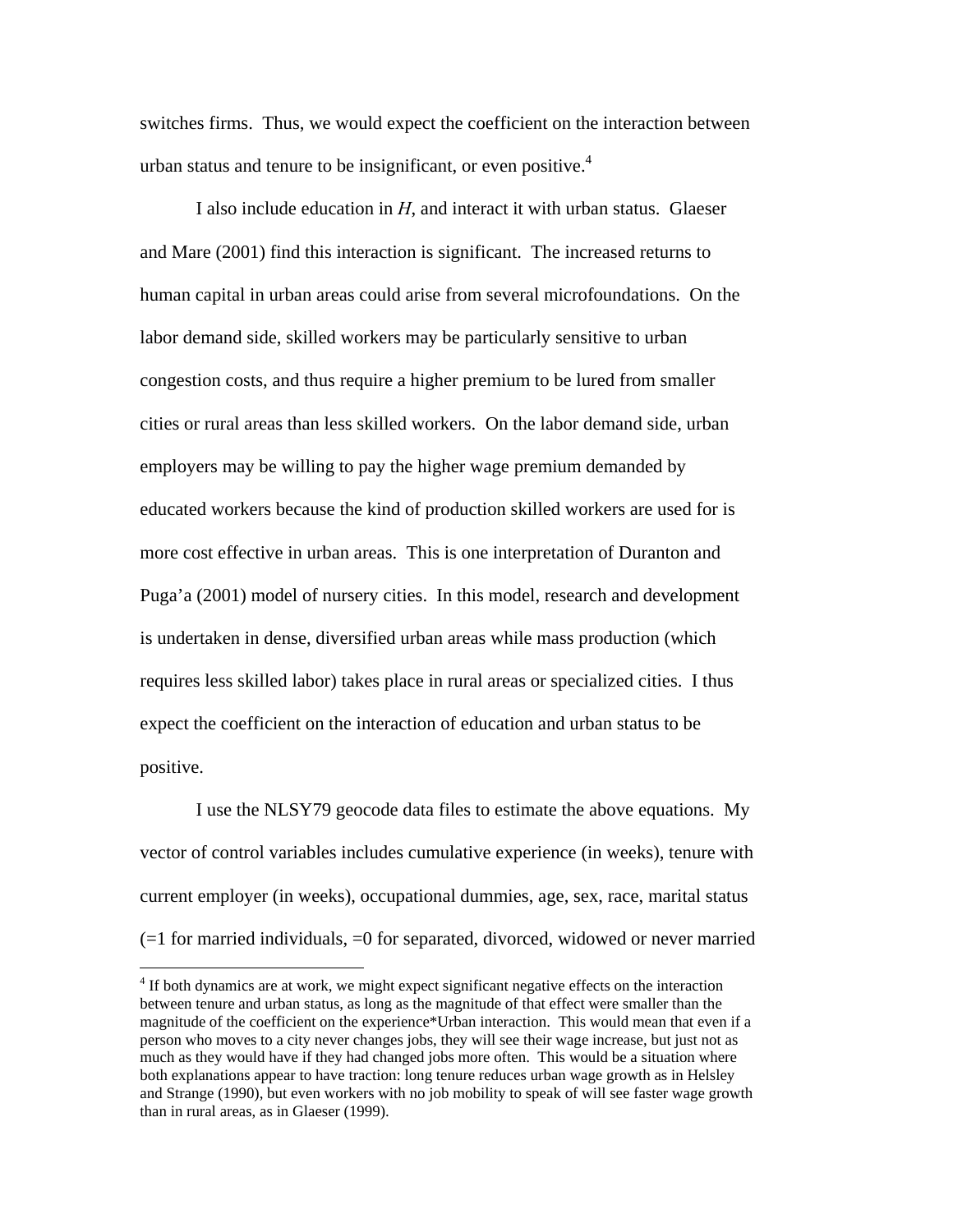switches firms. Thus, we would expect the coefficient on the interaction between urban status and tenure to be insignificant, or even positive.[4]

I also include education in *H*, and interact it with urban status. Glaeser and Mare (2001) find this interaction is significant. The increased returns to human capital in urban areas could arise from several microfoundations. On the labor demand side, skilled workers may be particularly sensitive to urban congestion costs, and thus require a higher premium to be lured from smaller cities or rural areas than less skilled workers. On the labor demand side, urban employers may be willing to pay the higher wage premium demanded by educated workers because the kind of production skilled workers are used for is more cost effective in urban areas. This is one interpretation of Duranton and Puga'a (2001) model of nursery cities. In this model, research and development is undertaken in dense, diversified urban areas while mass production (which requires less skilled labor) takes place in rural areas or specialized cities. I thus expect the coefficient on the interaction of education and urban status to be positive.

I use the NLSY79 geocode data files to estimate the above equations. My vector of control variables includes cumulative experience (in weeks), tenure with current employer (in weeks), occupational dummies, age, sex, race, marital status (=1 for married individuals, =0 for separated, divorced, widowed or never married

[4] If both dynamics are at work, we might expect significant negative effects on the interaction between tenure and urban status, as long as the magnitude of that effect were smaller than the magnitude of the coefficient on the experience*Urban interaction. This would mean that even if a person who moves to a city never changes jobs, they will see their wage increase, but just not as much as they would have if they had changed jobs more often. This would be a situation where both explanations appear to have traction: long tenure reduces urban wage growth as in Helsley and Strange (1990), but even workers with no job mobility to speak of will see faster wage growth than in rural areas, as in Glaeser (1999).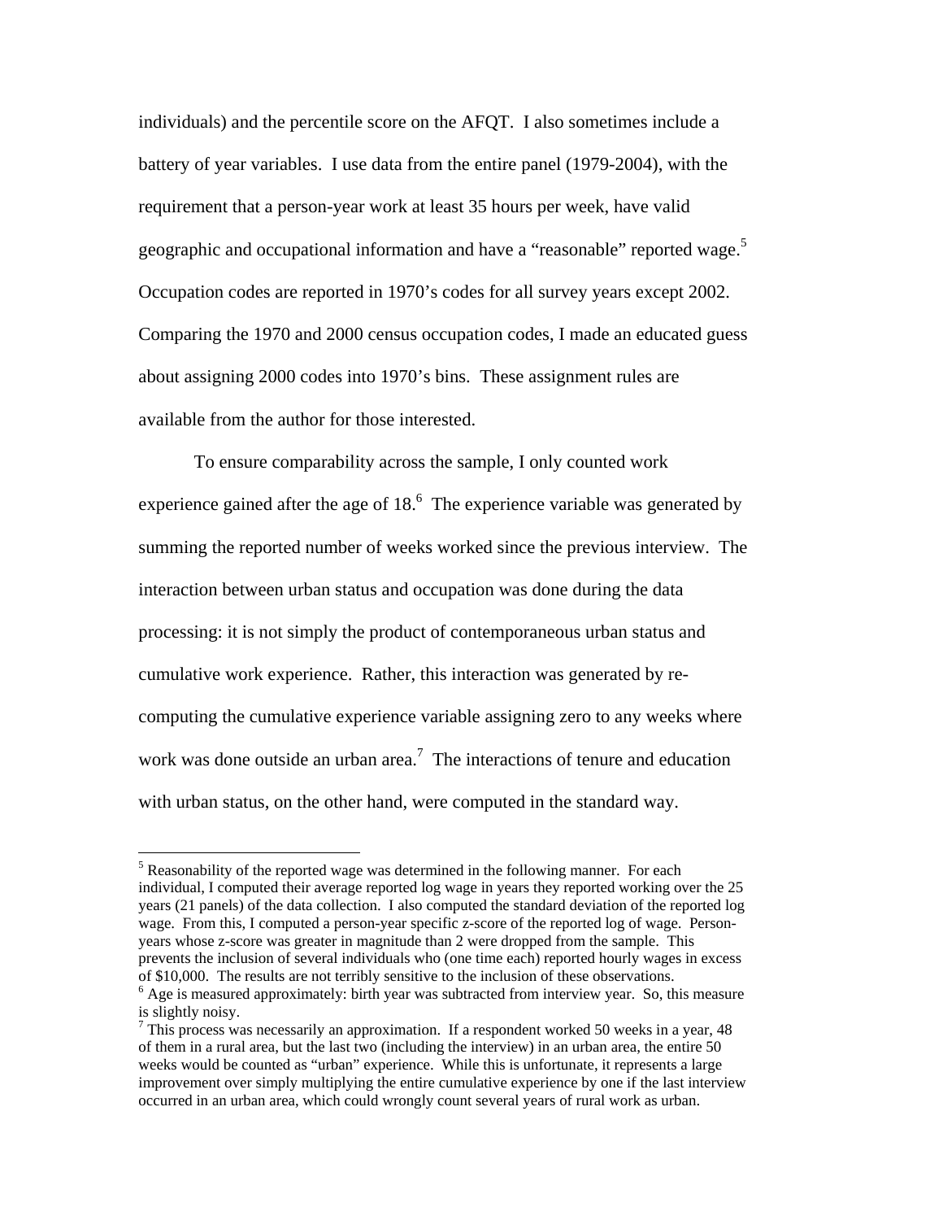individuals) and the percentile score on the AFQT. I also sometimes include a battery of year variables. I use data from the entire panel (1979-2004), with the requirement that a person-year work at least 35 hours per week, have valid geographic and occupational information and have a "reasonable" reported wage.[5] Occupation codes are reported in 1970's codes for all survey years except 2002. Comparing the 1970 and 2000 census occupation codes, I made an educated guess about assigning 2000 codes into 1970's bins. These assignment rules are available from the author for those interested.

To ensure comparability across the sample, I only counted work experience gained after the age of 18.[6] The experience variable was generated by summing the reported number of weeks worked since the previous interview. The interaction between urban status and occupation was done during the data processing: it is not simply the product of contemporaneous urban status and cumulative work experience. Rather, this interaction was generated by re-computing the cumulative experience variable assigning zero to any weeks where work was done outside an urban area.[7] The interactions of tenure and education with urban status, on the other hand, were computed in the standard way.

---

[5] Reasonability of the reported wage was determined in the following manner. For each individual, I computed their average reported log wage in years they reported working over the 25 years (21 panels) of the data collection. I also computed the standard deviation of the reported log wage. From this, I computed a person-year specific z-score of the reported log of wage. Person-years whose z-score was greater in magnitude than 2 were dropped from the sample. This prevents the inclusion of several individuals who (one time each) reported hourly wages in excess of $10,000. The results are not terribly sensitive to the inclusion of these observations.

[6] Age is measured approximately: birth year was subtracted from interview year. So, this measure is slightly noisy.

[7] This process was necessarily an approximation. If a respondent worked 50 weeks in a year, 48 of them in a rural area, but the last two (including the interview) in an urban area, the entire 50 weeks would be counted as "urban" experience. While this is unfortunate, it represents a large improvement over simply multiplying the entire cumulative experience by one if the last interview occurred in an urban area, which could wrongly count several years of rural work as urban.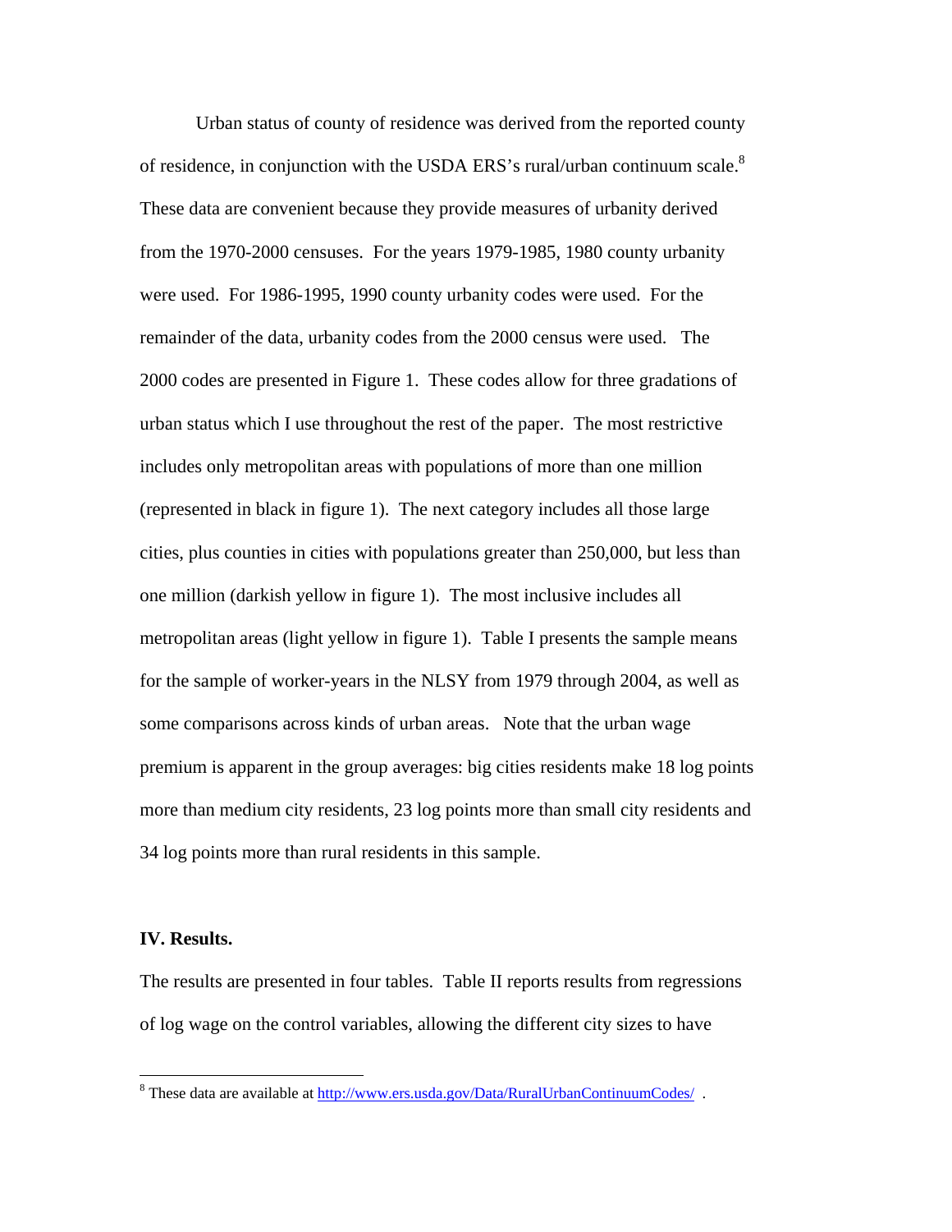Urban status of county of residence was derived from the reported county of residence, in conjunction with the USDA ERS's rural/urban continuum scale.[8] These data are convenient because they provide measures of urbanity derived from the 1970-2000 censuses. For the years 1979-1985, 1980 county urbanity were used. For 1986-1995, 1990 county urbanity codes were used. For the remainder of the data, urbanity codes from the 2000 census were used. The 2000 codes are presented in Figure 1. These codes allow for three gradations of urban status which I use throughout the rest of the paper. The most restrictive includes only metropolitan areas with populations of more than one million (represented in black in figure 1). The next category includes all those large cities, plus counties in cities with populations greater than 250,000, but less than one million (darkish yellow in figure 1). The most inclusive includes all metropolitan areas (light yellow in figure 1). Table I presents the sample means for the sample of worker-years in the NLSY from 1979 through 2004, as well as some comparisons across kinds of urban areas. Note that the urban wage premium is apparent in the group averages: big cities residents make 18 log points more than medium city residents, 23 log points more than small city residents and 34 log points more than rural residents in this sample.

## IV. Results.

The results are presented in four tables. Table II reports results from regressions of log wage on the control variables, allowing the different city sizes to have

[8] These data are available at http://www.ers.usda.gov/Data/RuralUrbanContinuumCodes/ .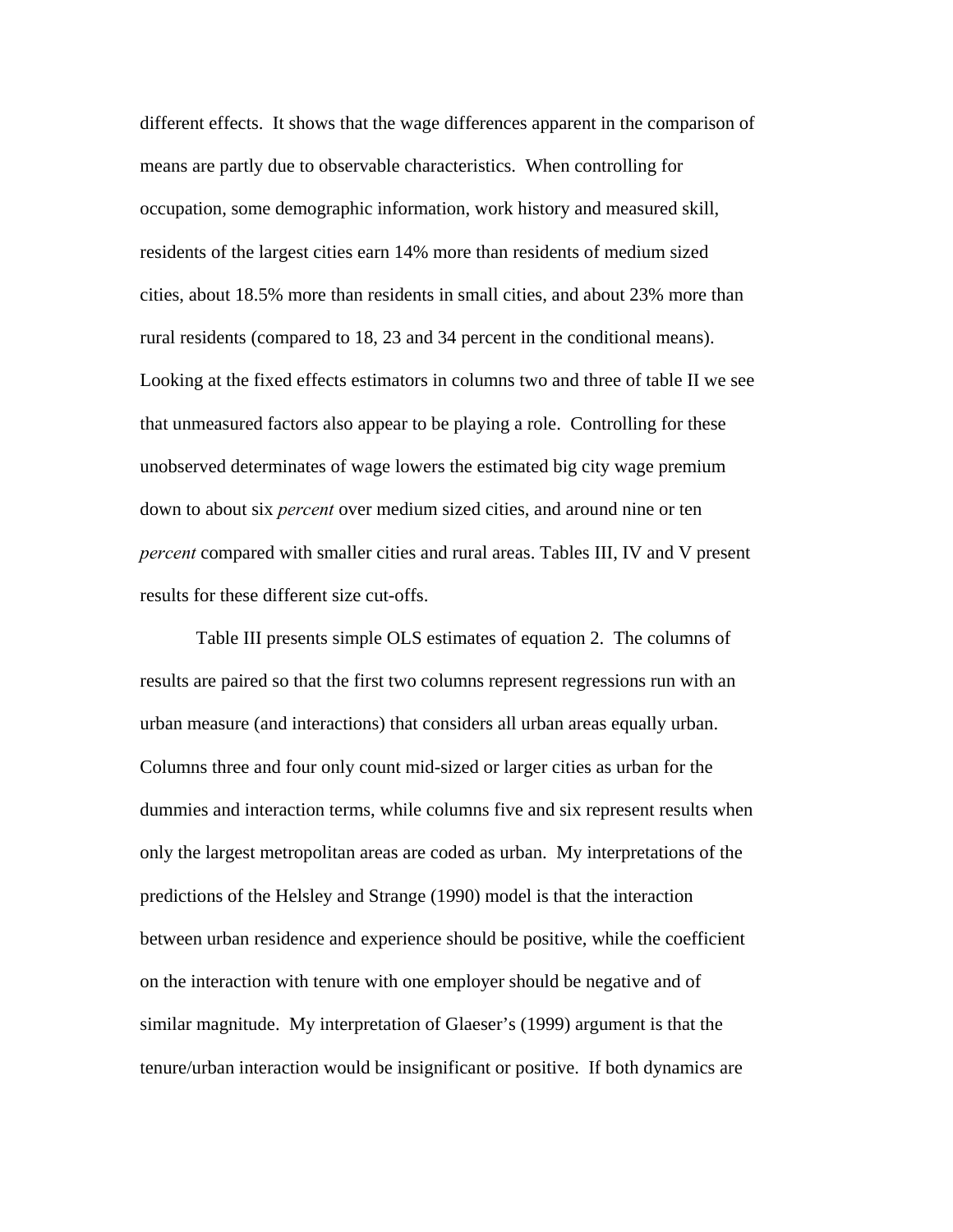different effects. It shows that the wage differences apparent in the comparison of means are partly due to observable characteristics. When controlling for occupation, some demographic information, work history and measured skill, residents of the largest cities earn 14% more than residents of medium sized cities, about 18.5% more than residents in small cities, and about 23% more than rural residents (compared to 18, 23 and 34 percent in the conditional means). Looking at the fixed effects estimators in columns two and three of table II we see that unmeasured factors also appear to be playing a role. Controlling for these unobserved determinates of wage lowers the estimated big city wage premium down to about six *percent* over medium sized cities, and around nine or ten *percent* compared with smaller cities and rural areas. Tables III, IV and V present results for these different size cut-offs.

Table III presents simple OLS estimates of equation 2. The columns of results are paired so that the first two columns represent regressions run with an urban measure (and interactions) that considers all urban areas equally urban. Columns three and four only count mid-sized or larger cities as urban for the dummies and interaction terms, while columns five and six represent results when only the largest metropolitan areas are coded as urban. My interpretations of the predictions of the Helsley and Strange (1990) model is that the interaction between urban residence and experience should be positive, while the coefficient on the interaction with tenure with one employer should be negative and of similar magnitude. My interpretation of Glaeser's (1999) argument is that the tenure/urban interaction would be insignificant or positive. If both dynamics are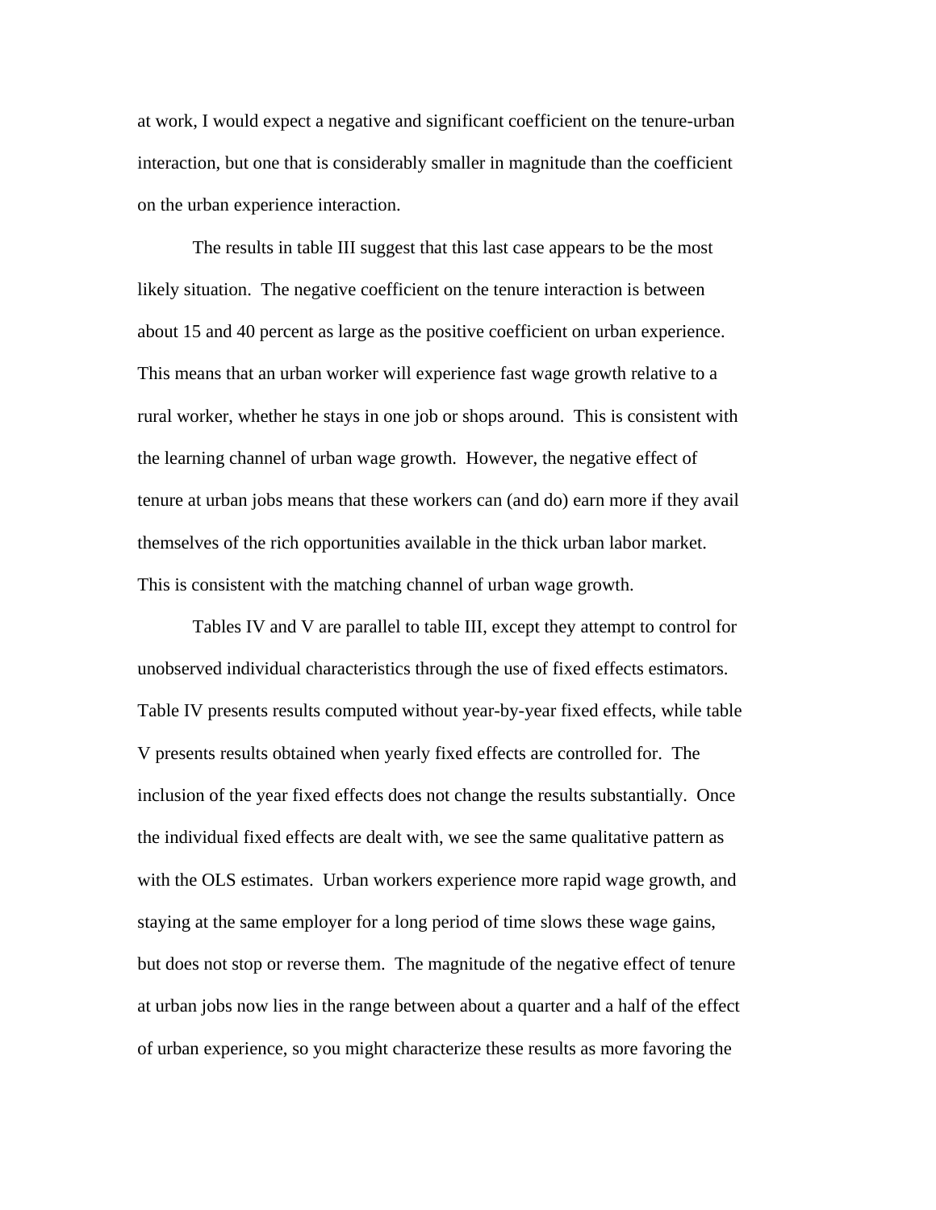at work, I would expect a negative and significant coefficient on the tenure-urban interaction, but one that is considerably smaller in magnitude than the coefficient on the urban experience interaction.

The results in table III suggest that this last case appears to be the most likely situation. The negative coefficient on the tenure interaction is between about 15 and 40 percent as large as the positive coefficient on urban experience. This means that an urban worker will experience fast wage growth relative to a rural worker, whether he stays in one job or shops around. This is consistent with the learning channel of urban wage growth. However, the negative effect of tenure at urban jobs means that these workers can (and do) earn more if they avail themselves of the rich opportunities available in the thick urban labor market. This is consistent with the matching channel of urban wage growth.

Tables IV and V are parallel to table III, except they attempt to control for unobserved individual characteristics through the use of fixed effects estimators. Table IV presents results computed without year-by-year fixed effects, while table V presents results obtained when yearly fixed effects are controlled for. The inclusion of the year fixed effects does not change the results substantially. Once the individual fixed effects are dealt with, we see the same qualitative pattern as with the OLS estimates. Urban workers experience more rapid wage growth, and staying at the same employer for a long period of time slows these wage gains, but does not stop or reverse them. The magnitude of the negative effect of tenure at urban jobs now lies in the range between about a quarter and a half of the effect of urban experience, so you might characterize these results as more favoring the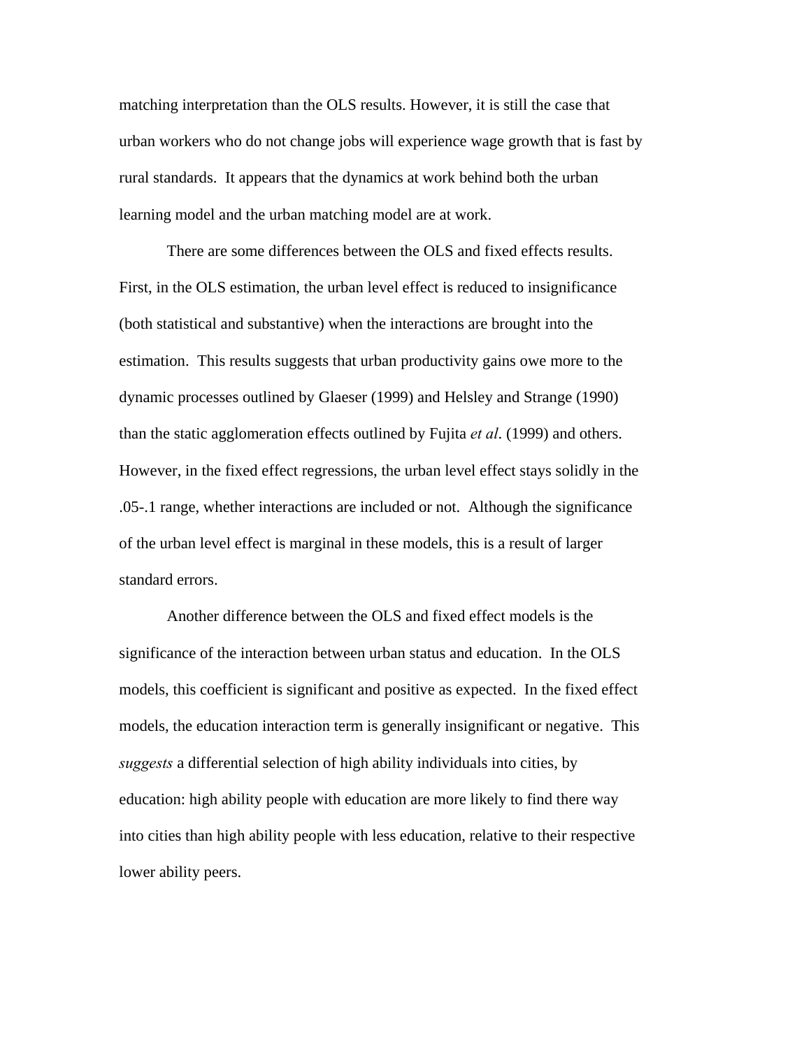matching interpretation than the OLS results. However, it is still the case that urban workers who do not change jobs will experience wage growth that is fast by rural standards. It appears that the dynamics at work behind both the urban learning model and the urban matching model are at work.

There are some differences between the OLS and fixed effects results. First, in the OLS estimation, the urban level effect is reduced to insignificance (both statistical and substantive) when the interactions are brought into the estimation. This results suggests that urban productivity gains owe more to the dynamic processes outlined by Glaeser (1999) and Helsley and Strange (1990) than the static agglomeration effects outlined by Fujita *et al*. (1999) and others. However, in the fixed effect regressions, the urban level effect stays solidly in the .05-.1 range, whether interactions are included or not. Although the significance of the urban level effect is marginal in these models, this is a result of larger standard errors.

Another difference between the OLS and fixed effect models is the significance of the interaction between urban status and education. In the OLS models, this coefficient is significant and positive as expected. In the fixed effect models, the education interaction term is generally insignificant or negative. This *suggests* a differential selection of high ability individuals into cities, by education: high ability people with education are more likely to find there way into cities than high ability people with less education, relative to their respective lower ability peers.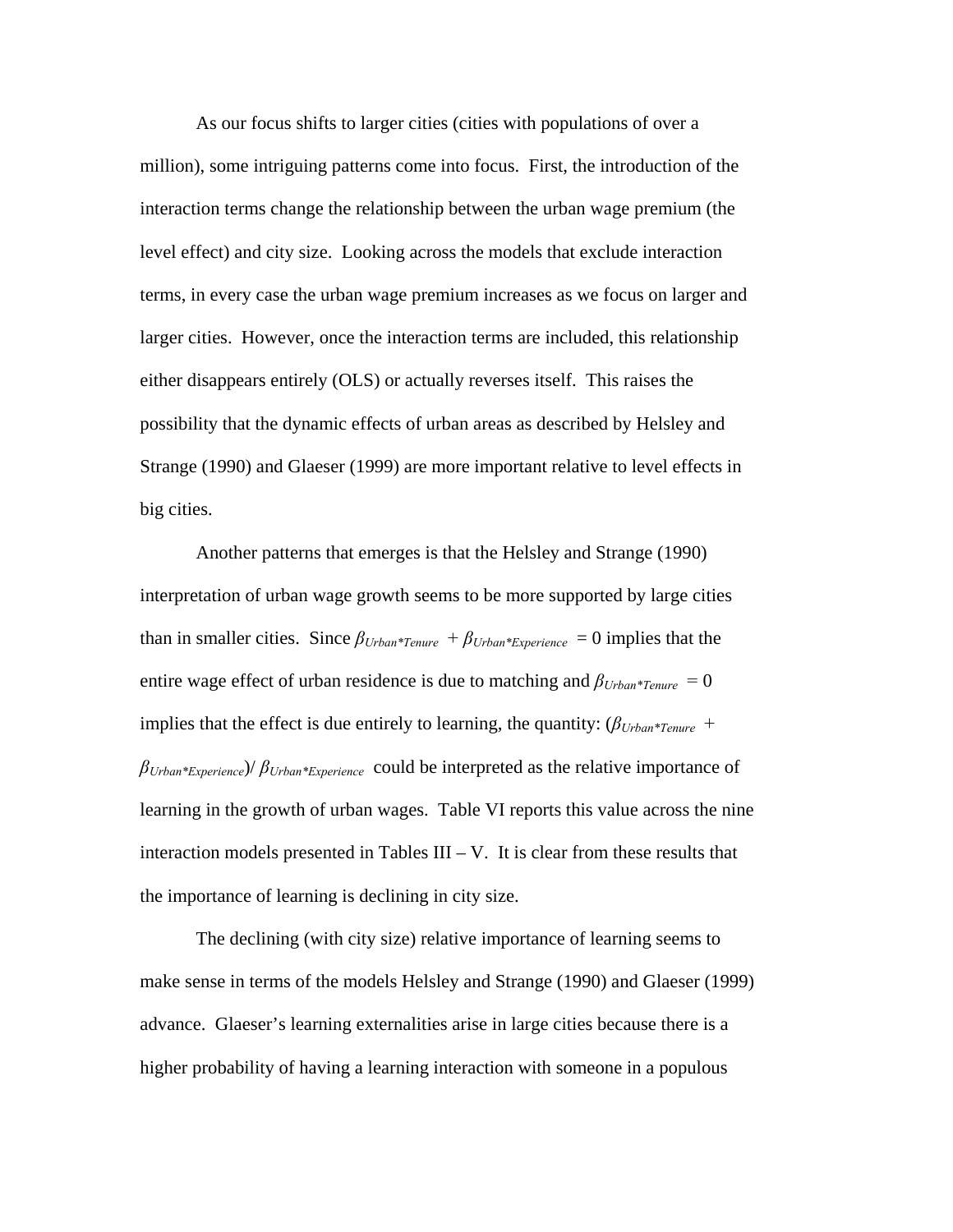As our focus shifts to larger cities (cities with populations of over a million), some intriguing patterns come into focus. First, the introduction of the interaction terms change the relationship between the urban wage premium (the level effect) and city size. Looking across the models that exclude interaction terms, in every case the urban wage premium increases as we focus on larger and larger cities. However, once the interaction terms are included, this relationship either disappears entirely (OLS) or actually reverses itself. This raises the possibility that the dynamic effects of urban areas as described by Helsley and Strange (1990) and Glaeser (1999) are more important relative to level effects in big cities.

Another patterns that emerges is that the Helsley and Strange (1990) interpretation of urban wage growth seems to be more supported by large cities than in smaller cities. Since $\beta_{Urban*Tenure} + \beta_{Urban*Experience} = 0$ implies that the entire wage effect of urban residence is due to matching and $\beta_{Urban*Tenure} = 0$ implies that the effect is due entirely to learning, the quantity: $(\beta_{Urban*Tenure} + \beta_{Urban*Experience}) / \beta_{Urban*Experience}$ could be interpreted as the relative importance of learning in the growth of urban wages. Table VI reports this value across the nine interaction models presented in Tables III – V. It is clear from these results that the importance of learning is declining in city size.

The declining (with city size) relative importance of learning seems to make sense in terms of the models Helsley and Strange (1990) and Glaeser (1999) advance. Glaeser's learning externalities arise in large cities because there is a higher probability of having a learning interaction with someone in a populous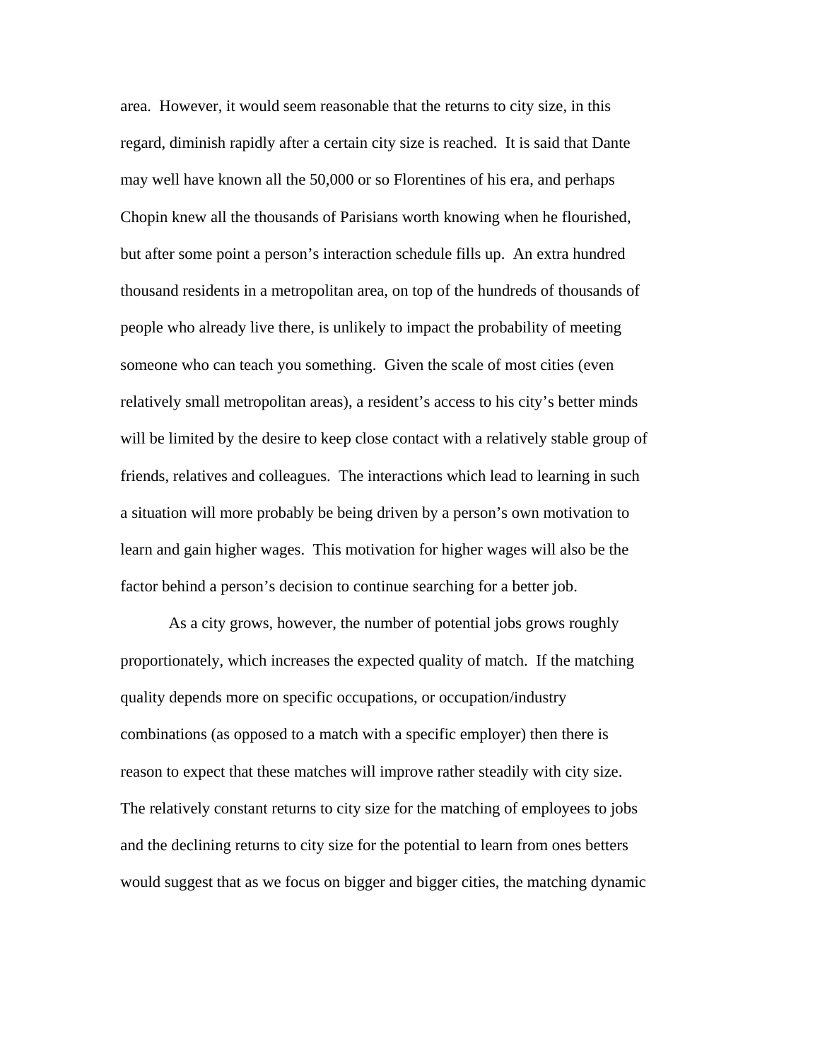area. However, it would seem reasonable that the returns to city size, in this regard, diminish rapidly after a certain city size is reached. It is said that Dante may well have known all the 50,000 or so Florentines of his era, and perhaps Chopin knew all the thousands of Parisians worth knowing when he flourished, but after some point a person's interaction schedule fills up. An extra hundred thousand residents in a metropolitan area, on top of the hundreds of thousands of people who already live there, is unlikely to impact the probability of meeting someone who can teach you something. Given the scale of most cities (even relatively small metropolitan areas), a resident's access to his city's better minds will be limited by the desire to keep close contact with a relatively stable group of friends, relatives and colleagues. The interactions which lead to learning in such a situation will more probably be being driven by a person's own motivation to learn and gain higher wages. This motivation for higher wages will also be the factor behind a person's decision to continue searching for a better job.

As a city grows, however, the number of potential jobs grows roughly proportionately, which increases the expected quality of match. If the matching quality depends more on specific occupations, or occupation/industry combinations (as opposed to a match with a specific employer) then there is reason to expect that these matches will improve rather steadily with city size. The relatively constant returns to city size for the matching of employees to jobs and the declining returns to city size for the potential to learn from ones betters would suggest that as we focus on bigger and bigger cities, the matching dynamic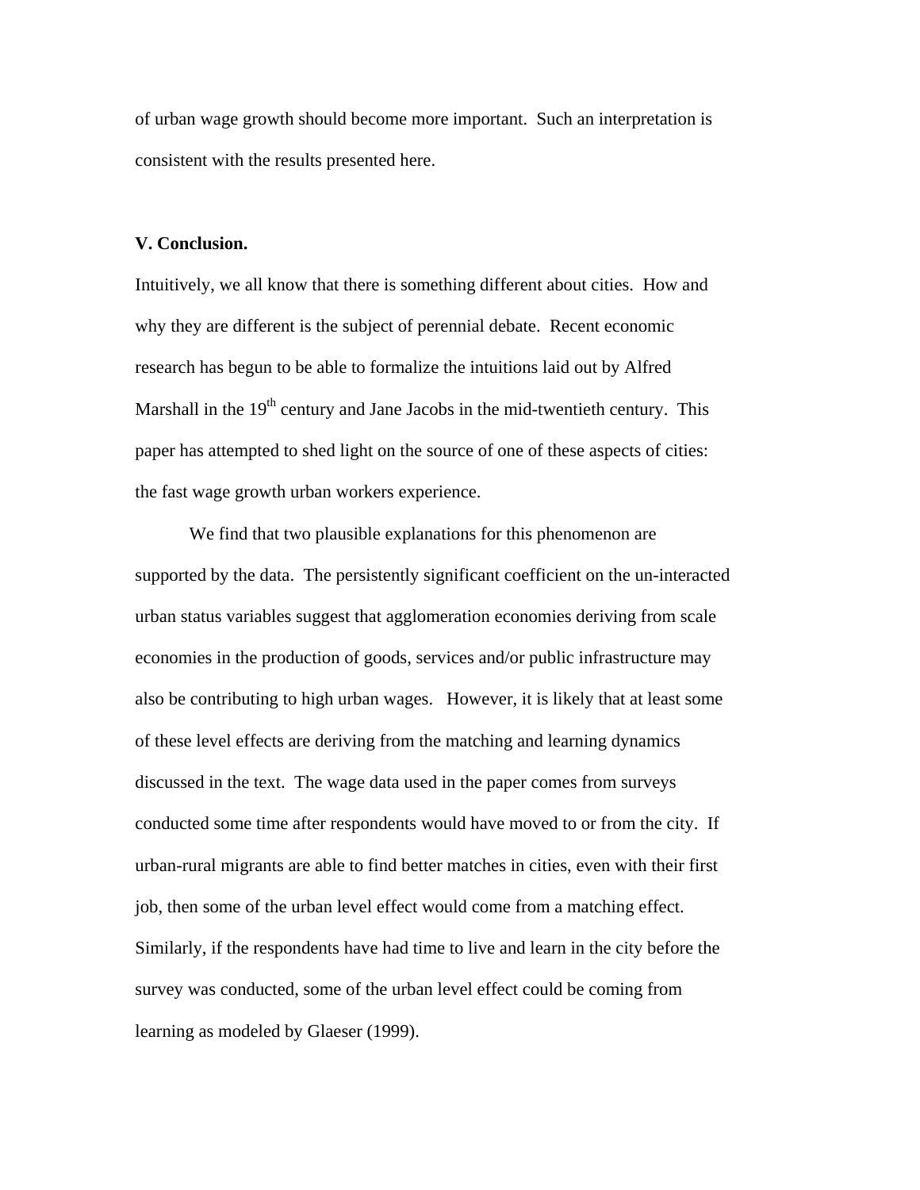of urban wage growth should become more important. Such an interpretation is consistent with the results presented here.

## V. Conclusion.

Intuitively, we all know that there is something different about cities. How and why they are different is the subject of perennial debate. Recent economic research has begun to be able to formalize the intuitions laid out by Alfred Marshall in the 19th century and Jane Jacobs in the mid-twentieth century. This paper has attempted to shed light on the source of one of these aspects of cities: the fast wage growth urban workers experience.

We find that two plausible explanations for this phenomenon are supported by the data. The persistently significant coefficient on the un-interacted urban status variables suggest that agglomeration economies deriving from scale economies in the production of goods, services and/or public infrastructure may also be contributing to high urban wages. However, it is likely that at least some of these level effects are deriving from the matching and learning dynamics discussed in the text. The wage data used in the paper comes from surveys conducted some time after respondents would have moved to or from the city. If urban-rural migrants are able to find better matches in cities, even with their first job, then some of the urban level effect would come from a matching effect. Similarly, if the respondents have had time to live and learn in the city before the survey was conducted, some of the urban level effect could be coming from learning as modeled by Glaeser (1999).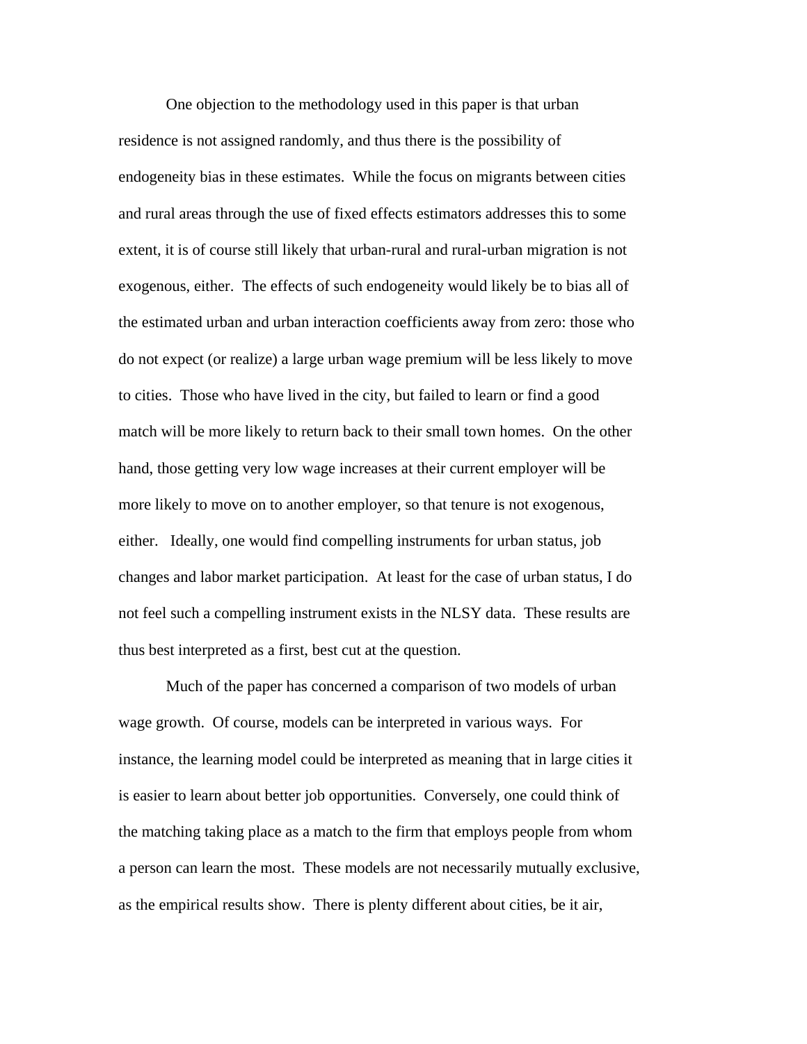One objection to the methodology used in this paper is that urban residence is not assigned randomly, and thus there is the possibility of endogeneity bias in these estimates. While the focus on migrants between cities and rural areas through the use of fixed effects estimators addresses this to some extent, it is of course still likely that urban-rural and rural-urban migration is not exogenous, either. The effects of such endogeneity would likely be to bias all of the estimated urban and urban interaction coefficients away from zero: those who do not expect (or realize) a large urban wage premium will be less likely to move to cities. Those who have lived in the city, but failed to learn or find a good match will be more likely to return back to their small town homes. On the other hand, those getting very low wage increases at their current employer will be more likely to move on to another employer, so that tenure is not exogenous, either. Ideally, one would find compelling instruments for urban status, job changes and labor market participation. At least for the case of urban status, I do not feel such a compelling instrument exists in the NLSY data. These results are thus best interpreted as a first, best cut at the question.

Much of the paper has concerned a comparison of two models of urban wage growth. Of course, models can be interpreted in various ways. For instance, the learning model could be interpreted as meaning that in large cities it is easier to learn about better job opportunities. Conversely, one could think of the matching taking place as a match to the firm that employs people from whom a person can learn the most. These models are not necessarily mutually exclusive, as the empirical results show. There is plenty different about cities, be it air,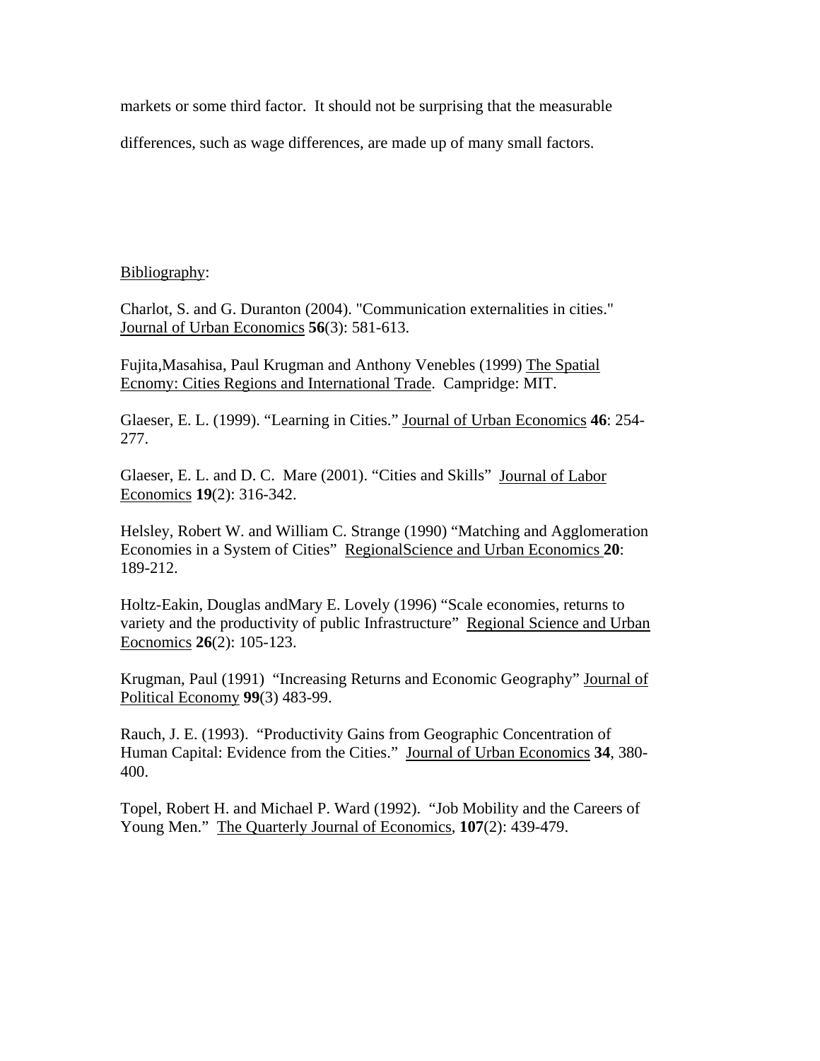markets or some third factor. It should not be surprising that the measurable differences, such as wage differences, are made up of many small factors.

Bibliography:

Charlot, S. and G. Duranton (2004). "Communication externalities in cities." Journal of Urban Economics **56**(3): 581-613.

Fujita,Masahisa, Paul Krugman and Anthony Venebles (1999) The Spatial Ecnomy: Cities Regions and International Trade. Campridge: MIT.

Glaeser, E. L. (1999). "Learning in Cities." Journal of Urban Economics **46**: 254-277.

Glaeser, E. L. and D. C. Mare (2001). "Cities and Skills" Journal of Labor Economics **19**(2): 316-342.

Helsley, Robert W. and William C. Strange (1990) "Matching and Agglomeration Economies in a System of Cities" RegionalScience and Urban Economics **20**: 189-212.

Holtz-Eakin, Douglas andMary E. Lovely (1996) "Scale economies, returns to variety and the productivity of public Infrastructure" Regional Science and Urban Eocnomics **26**(2): 105-123.

Krugman, Paul (1991) "Increasing Returns and Economic Geography" Journal of Political Economy **99**(3) 483-99.

Rauch, J. E. (1993). "Productivity Gains from Geographic Concentration of Human Capital: Evidence from the Cities." Journal of Urban Economics **34**, 380-400.

Topel, Robert H. and Michael P. Ward (1992). "Job Mobility and the Careers of Young Men." The Quarterly Journal of Economics, **107**(2): 439-479.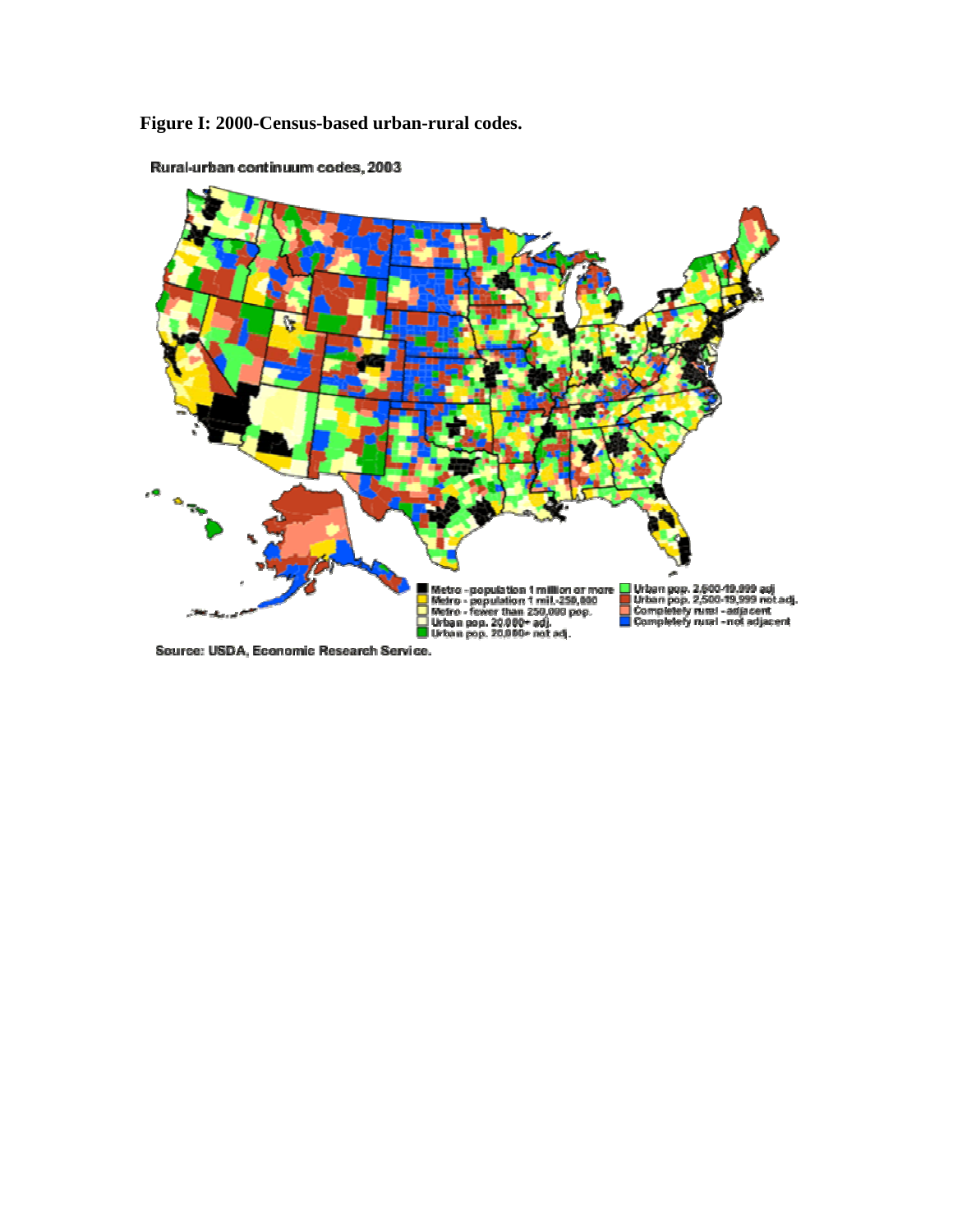**Figure I: 2000-Census-based urban-rural codes.**

Rural-urban continuum codes, 2003

Metro - population 1 million or more
Metro - population 1 mil.-250,000
Metro - fewer than 250,000 pop.
Urban pop. 20,000+ adj.
Urban pop. 20,000+ not adj.
Urban pop. 2,500-19,999 adj
Urban pop. 2,500-19,999 not adj.
Completely rural - adjacent
Completely rural - not adjacent

Source: USDA, Economic Research Service.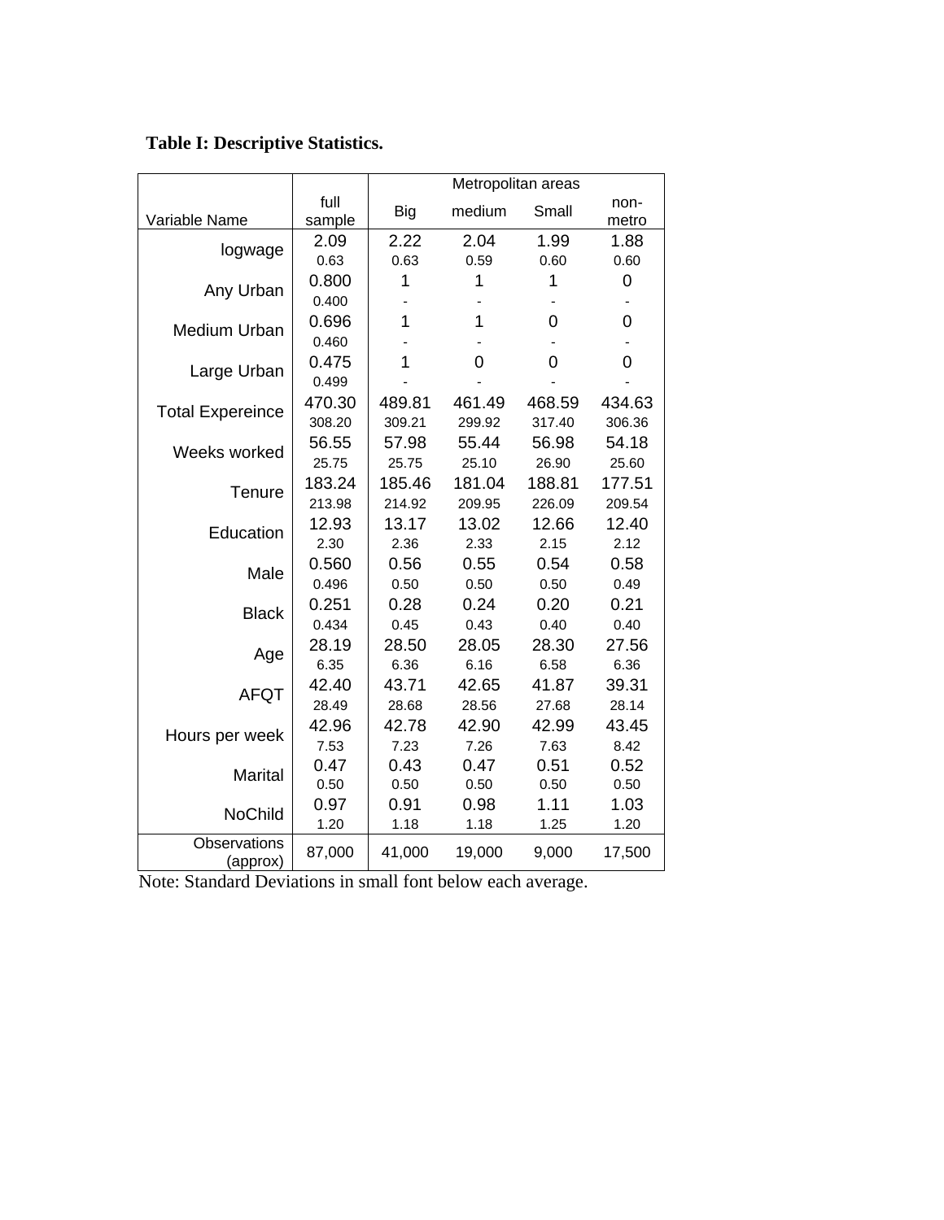**Table I: Descriptive Statistics.**

| Variable Name | full sample | Metropolitan areas: Big | medium | Small | non-metro |
|---|---|---|---|---|---|
| logwage | 2.09 | 2.22 | 2.04 | 1.99 | 1.88 |
| | 0.63 | 0.63 | 0.59 | 0.60 | 0.60 |
| Any Urban | 0.800 | 1 | 1 | 1 | 0 |
| | 0.400 | - | - | - | - |
| Medium Urban | 0.696 | 1 | 1 | 0 | 0 |
| | 0.460 | - | - | - | - |
| Large Urban | 0.475 | 1 | 0 | 0 | 0 |
| | 0.499 | - | - | - | - |
| Total Expereince | 470.30 | 489.81 | 461.49 | 468.59 | 434.63 |
| | 308.20 | 309.21 | 299.92 | 317.40 | 306.36 |
| Weeks worked | 56.55 | 57.98 | 55.44 | 56.98 | 54.18 |
| | 25.75 | 25.75 | 25.10 | 26.90 | 25.60 |
| Tenure | 183.24 | 185.46 | 181.04 | 188.81 | 177.51 |
| | 213.98 | 214.92 | 209.95 | 226.09 | 209.54 |
| Education | 12.93 | 13.17 | 13.02 | 12.66 | 12.40 |
| | 2.30 | 2.36 | 2.33 | 2.15 | 2.12 |
| Male | 0.560 | 0.56 | 0.55 | 0.54 | 0.58 |
| | 0.496 | 0.50 | 0.50 | 0.50 | 0.49 |
| Black | 0.251 | 0.28 | 0.24 | 0.20 | 0.21 |
| | 0.434 | 0.45 | 0.43 | 0.40 | 0.40 |
| Age | 28.19 | 28.50 | 28.05 | 28.30 | 27.56 |
| | 6.35 | 6.36 | 6.16 | 6.58 | 6.36 |
| AFQT | 42.40 | 43.71 | 42.65 | 41.87 | 39.31 |
| | 28.49 | 28.68 | 28.56 | 27.68 | 28.14 |
| Hours per week | 42.96 | 42.78 | 42.90 | 42.99 | 43.45 |
| | 7.53 | 7.23 | 7.26 | 7.63 | 8.42 |
| Marital | 0.47 | 0.43 | 0.47 | 0.51 | 0.52 |
| | 0.50 | 0.50 | 0.50 | 0.50 | 0.50 |
| NoChild | 0.97 | 0.91 | 0.98 | 1.11 | 1.03 |
| | 1.20 | 1.18 | 1.18 | 1.25 | 1.20 |
| Observations (approx) | 87,000 | 41,000 | 19,000 | 9,000 | 17,500 |

Note: Standard Deviations in small font below each average.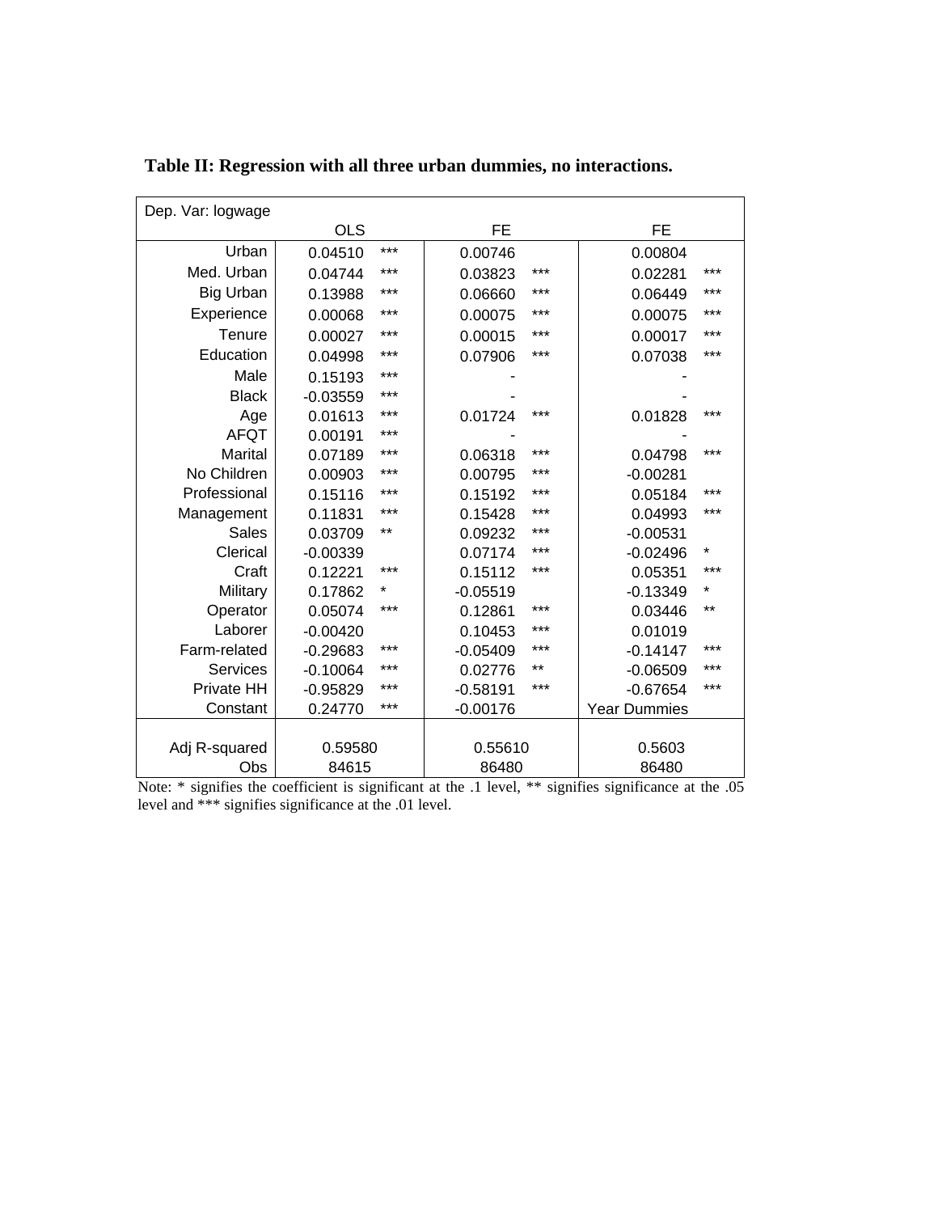**Table II: Regression with all three urban dummies, no interactions.**

| Dep. Var: logwage | OLS | | FE | | FE | |
|---|---|---|---|---|---|---|
| Urban | 0.04510 | *** | 0.00746 | | 0.00804 | |
| Med. Urban | 0.04744 | *** | 0.03823 | *** | 0.02281 | *** |
| Big Urban | 0.13988 | *** | 0.06660 | *** | 0.06449 | *** |
| Experience | 0.00068 | *** | 0.00075 | *** | 0.00075 | *** |
| Tenure | 0.00027 | *** | 0.00015 | *** | 0.00017 | *** |
| Education | 0.04998 | *** | 0.07906 | *** | 0.07038 | *** |
| Male | 0.15193 | *** | - | | - | |
| Black | -0.03559 | *** | - | | - | |
| Age | 0.01613 | *** | 0.01724 | *** | 0.01828 | *** |
| AFQT | 0.00191 | *** | - | | - | |
| Marital | 0.07189 | *** | 0.06318 | *** | 0.04798 | *** |
| No Children | 0.00903 | *** | 0.00795 | *** | -0.00281 | |
| Professional | 0.15116 | *** | 0.15192 | *** | 0.05184 | *** |
| Management | 0.11831 | *** | 0.15428 | *** | 0.04993 | *** |
| Sales | 0.03709 | ** | 0.09232 | *** | -0.00531 | |
| Clerical | -0.00339 | | 0.07174 | *** | -0.02496 | * |
| Craft | 0.12221 | *** | 0.15112 | *** | 0.05351 | *** |
| Military | 0.17862 | * | -0.05519 | | -0.13349 | * |
| Operator | 0.05074 | *** | 0.12861 | *** | 0.03446 | ** |
| Laborer | -0.00420 | | 0.10453 | *** | 0.01019 | |
| Farm-related | -0.29683 | *** | -0.05409 | *** | -0.14147 | *** |
| Services | -0.10064 | *** | 0.02776 | ** | -0.06509 | *** |
| Private HH | -0.95829 | *** | -0.58191 | *** | -0.67654 | *** |
| Constant | 0.24770 | *** | -0.00176 | | Year Dummies | |
| Adj R-squared | 0.59580 | | 0.55610 | | 0.5603 | |
| Obs | 84615 | | 86480 | | 86480 | |

Note: * signifies the coefficient is significant at the .1 level, ** signifies significance at the .05 level and *** signifies significance at the .01 level.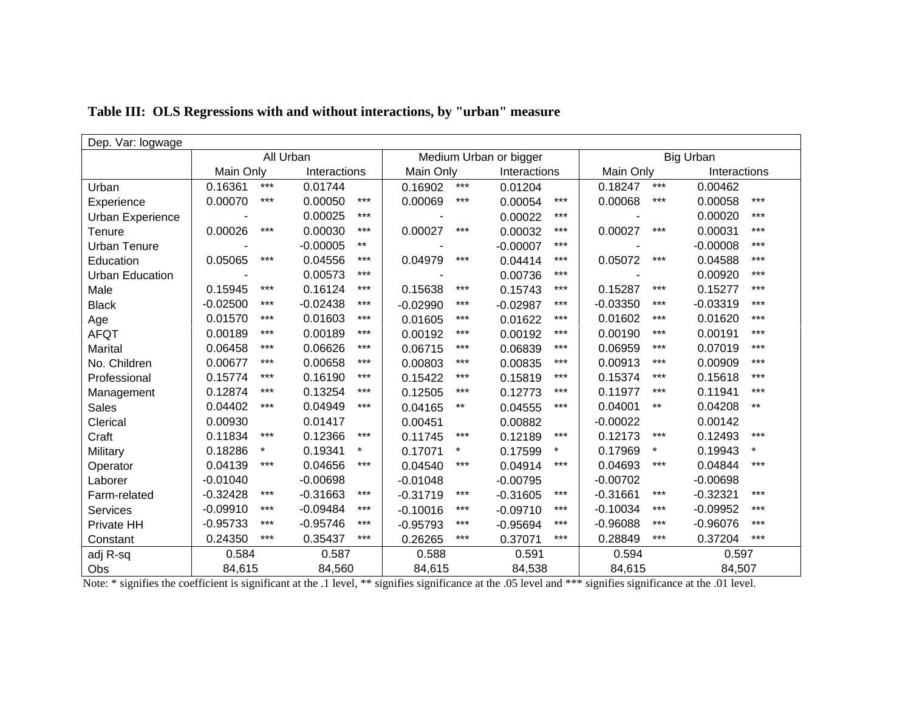**Table III: OLS Regressions with and without interactions, by "urban" measure**

| Dep. Var: logwage | All Urban | | Medium Urban or bigger | | Big Urban | |
|---|---|---|---|---|---|---|
| | Main Only | Interactions | Main Only | Interactions | Main Only | Interactions |
| Urban | 0.16361 *** | 0.01744 | 0.16902 *** | 0.01204 | 0.18247 *** | 0.00462 |
| Experience | 0.00070 *** | 0.00050 *** | 0.00069 *** | 0.00054 *** | 0.00068 *** | 0.00058 *** |
| Urban Experience | - | 0.00025 *** | - | 0.00022 *** | - | 0.00020 *** |
| Tenure | 0.00026 *** | 0.00030 *** | 0.00027 *** | 0.00032 *** | 0.00027 *** | 0.00031 *** |
| Urban Tenure | - | -0.00005 ** | - | -0.00007 *** | - | -0.00008 *** |
| Education | 0.05065 *** | 0.04556 *** | 0.04979 *** | 0.04414 *** | 0.05072 *** | 0.04588 *** |
| Urban Education | - | 0.00573 *** | - | 0.00736 *** | - | 0.00920 *** |
| Male | 0.15945 *** | 0.16124 *** | 0.15638 *** | 0.15743 *** | 0.15287 *** | 0.15277 *** |
| Black | -0.02500 *** | -0.02438 *** | -0.02990 *** | -0.02987 *** | -0.03350 *** | -0.03319 *** |
| Age | 0.01570 *** | 0.01603 *** | 0.01605 *** | 0.01622 *** | 0.01602 *** | 0.01620 *** |
| AFQT | 0.00189 *** | 0.00189 *** | 0.00192 *** | 0.00192 *** | 0.00190 *** | 0.00191 *** |
| Marital | 0.06458 *** | 0.06626 *** | 0.06715 *** | 0.06839 *** | 0.06959 *** | 0.07019 *** |
| No. Children | 0.00677 *** | 0.00658 *** | 0.00803 *** | 0.00835 *** | 0.00913 *** | 0.00909 *** |
| Professional | 0.15774 *** | 0.16190 *** | 0.15422 *** | 0.15819 *** | 0.15374 *** | 0.15618 *** |
| Management | 0.12874 *** | 0.13254 *** | 0.12505 *** | 0.12773 *** | 0.11977 *** | 0.11941 *** |
| Sales | 0.04402 *** | 0.04949 *** | 0.04165 ** | 0.04555 *** | 0.04001 ** | 0.04208 ** |
| Clerical | 0.00930 | 0.01417 | 0.00451 | 0.00882 | -0.00022 | 0.00142 |
| Craft | 0.11834 *** | 0.12366 *** | 0.11745 *** | 0.12189 *** | 0.12173 *** | 0.12493 *** |
| Military | 0.18286 * | 0.19341 * | 0.17071 * | 0.17599 * | 0.17969 * | 0.19943 * |
| Operator | 0.04139 *** | 0.04656 *** | 0.04540 *** | 0.04914 *** | 0.04693 *** | 0.04844 *** |
| Laborer | -0.01040 | -0.00698 | -0.01048 | -0.00795 | -0.00702 | -0.00698 |
| Farm-related | -0.32428 *** | -0.31663 *** | -0.31719 *** | -0.31605 *** | -0.31661 *** | -0.32321 *** |
| Services | -0.09910 *** | -0.09484 *** | -0.10016 *** | -0.09710 *** | -0.10034 *** | -0.09952 *** |
| Private HH | -0.95733 *** | -0.95746 *** | -0.95793 *** | -0.95694 *** | -0.96088 *** | -0.96076 *** |
| Constant | 0.24350 *** | 0.35437 *** | 0.26265 *** | 0.37071 *** | 0.28849 *** | 0.37204 *** |
| adj R-sq | 0.584 | 0.587 | 0.588 | 0.591 | 0.594 | 0.597 |
| Obs | 84,615 | 84,560 | 84,615 | 84,538 | 84,615 | 84,507 |

Note: * signifies the coefficient is significant at the .1 level, ** signifies significance at the .05 level and *** signifies significance at the .01 level.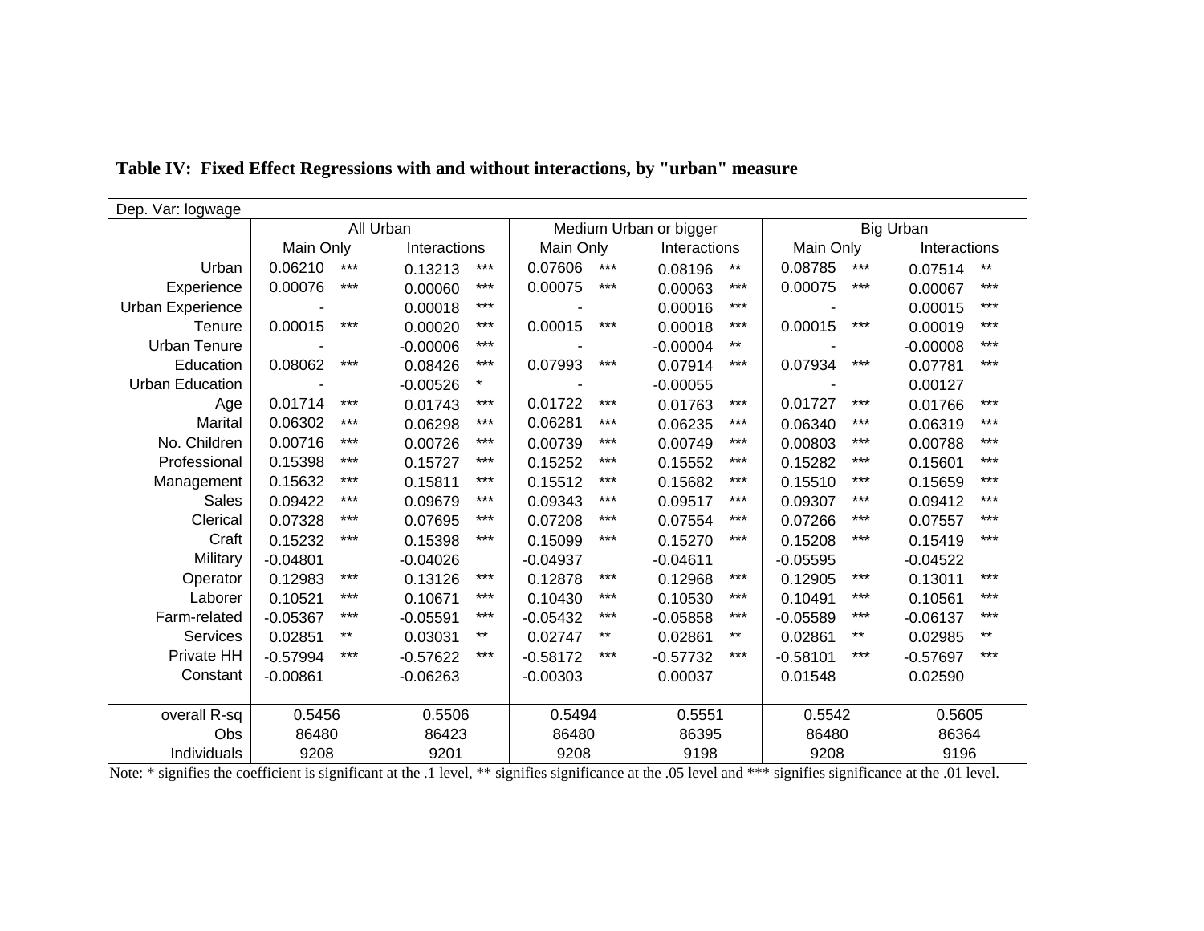**Table IV: Fixed Effect Regressions with and without interactions, by "urban" measure**

| Dep. Var: logwage | All Urban | | Medium Urban or bigger | | Big Urban | |
|---|---|---|---|---|---|---|
| | Main Only | Interactions | Main Only | Interactions | Main Only | Interactions |
| Urban | 0.06210 *** | 0.13213 *** | 0.07606 *** | 0.08196 ** | 0.08785 *** | 0.07514 ** |
| Experience | 0.00076 *** | 0.00060 *** | 0.00075 *** | 0.00063 *** | 0.00075 *** | 0.00067 *** |
| Urban Experience | - | 0.00018 *** | - | 0.00016 *** | - | 0.00015 *** |
| Tenure | 0.00015 *** | 0.00020 *** | 0.00015 *** | 0.00018 *** | 0.00015 *** | 0.00019 *** |
| Urban Tenure | - | -0.00006 *** | - | -0.00004 ** | - | -0.00008 *** |
| Education | 0.08062 *** | 0.08426 *** | 0.07993 *** | 0.07914 *** | 0.07934 *** | 0.07781 *** |
| Urban Education | - | -0.00526 * | - | -0.00055 | - | 0.00127 |
| Age | 0.01714 *** | 0.01743 *** | 0.01722 *** | 0.01763 *** | 0.01727 *** | 0.01766 *** |
| Marital | 0.06302 *** | 0.06298 *** | 0.06281 *** | 0.06235 *** | 0.06340 *** | 0.06319 *** |
| No. Children | 0.00716 *** | 0.00726 *** | 0.00739 *** | 0.00749 *** | 0.00803 *** | 0.00788 *** |
| Professional | 0.15398 *** | 0.15727 *** | 0.15252 *** | 0.15552 *** | 0.15282 *** | 0.15601 *** |
| Management | 0.15632 *** | 0.15811 *** | 0.15512 *** | 0.15682 *** | 0.15510 *** | 0.15659 *** |
| Sales | 0.09422 *** | 0.09679 *** | 0.09343 *** | 0.09517 *** | 0.09307 *** | 0.09412 *** |
| Clerical | 0.07328 *** | 0.07695 *** | 0.07208 *** | 0.07554 *** | 0.07266 *** | 0.07557 *** |
| Craft | 0.15232 *** | 0.15398 *** | 0.15099 *** | 0.15270 *** | 0.15208 *** | 0.15419 *** |
| Military | -0.04801 | -0.04026 | -0.04937 | -0.04611 | -0.05595 | -0.04522 |
| Operator | 0.12983 *** | 0.13126 *** | 0.12878 *** | 0.12968 *** | 0.12905 *** | 0.13011 *** |
| Laborer | 0.10521 *** | 0.10671 *** | 0.10430 *** | 0.10530 *** | 0.10491 *** | 0.10561 *** |
| Farm-related | -0.05367 *** | -0.05591 *** | -0.05432 *** | -0.05858 *** | -0.05589 *** | -0.06137 *** |
| Services | 0.02851 ** | 0.03031 ** | 0.02747 ** | 0.02861 ** | 0.02861 ** | 0.02985 ** |
| Private HH | -0.57994 *** | -0.57622 *** | -0.58172 *** | -0.57732 *** | -0.58101 *** | -0.57697 *** |
| Constant | -0.00861 | -0.06263 | -0.00303 | 0.00037 | 0.01548 | 0.02590 |
| overall R-sq | 0.5456 | 0.5506 | 0.5494 | 0.5551 | 0.5542 | 0.5605 |
| Obs | 86480 | 86423 | 86480 | 86395 | 86480 | 86364 |
| Individuals | 9208 | 9201 | 9208 | 9198 | 9208 | 9196 |

Note: * signifies the coefficient is significant at the .1 level, ** signifies significance at the .05 level and *** signifies significance at the .01 level.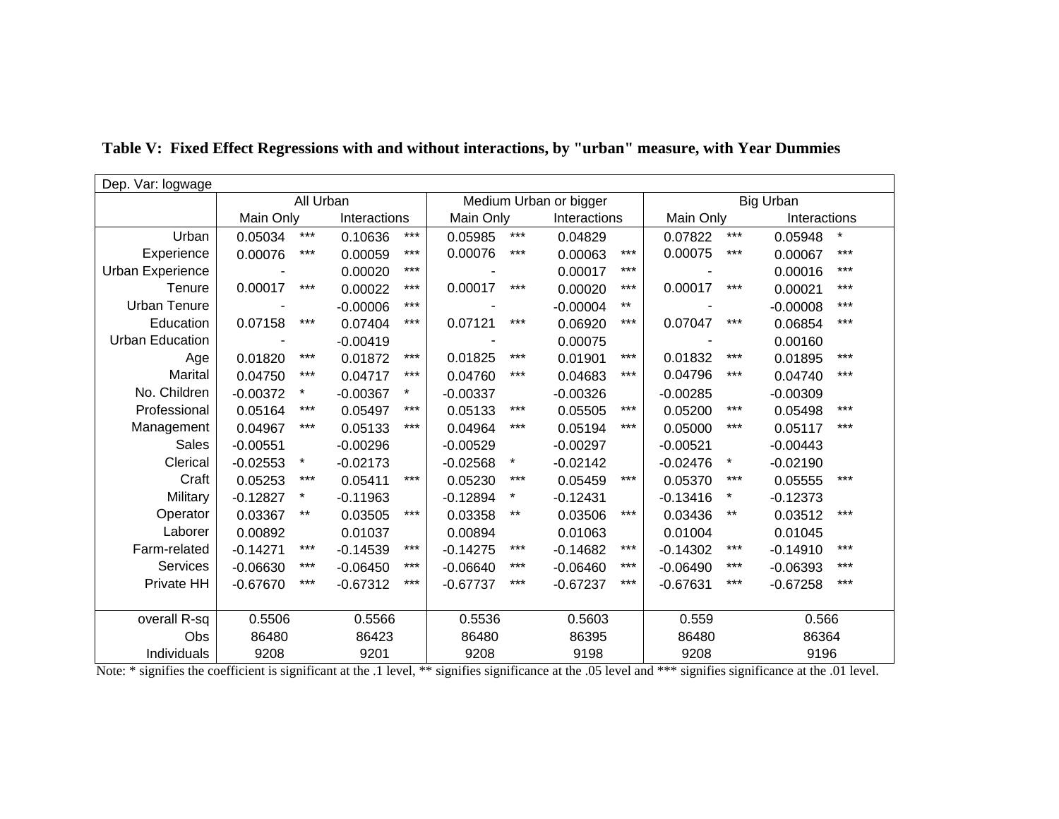**Table V: Fixed Effect Regressions with and without interactions, by "urban" measure, with Year Dummies**

| Dep. Var: logwage | All Urban | | | | Medium Urban or bigger | | | | Big Urban | | | |
|---|---|---|---|---|---|---|---|---|---|---|---|---|
| | Main Only | | Interactions | | Main Only | | Interactions | | Main Only | | Interactions | |
| Urban | 0.05034 | *** | 0.10636 | *** | 0.05985 | *** | 0.04829 | | 0.07822 | *** | 0.05948 | * |
| Experience | 0.00076 | *** | 0.00059 | *** | 0.00076 | *** | 0.00063 | *** | 0.00075 | *** | 0.00067 | *** |
| Urban Experience | - | | 0.00020 | *** | - | | 0.00017 | *** | - | | 0.00016 | *** |
| Tenure | 0.00017 | *** | 0.00022 | *** | 0.00017 | *** | 0.00020 | *** | 0.00017 | *** | 0.00021 | *** |
| Urban Tenure | - | | -0.00006 | *** | - | | -0.00004 | ** | - | | -0.00008 | *** |
| Education | 0.07158 | *** | 0.07404 | *** | 0.07121 | *** | 0.06920 | *** | 0.07047 | *** | 0.06854 | *** |
| Urban Education | - | | -0.00419 | | - | | 0.00075 | | - | | 0.00160 | |
| Age | 0.01820 | *** | 0.01872 | *** | 0.01825 | *** | 0.01901 | *** | 0.01832 | *** | 0.01895 | *** |
| Marital | 0.04750 | *** | 0.04717 | *** | 0.04760 | *** | 0.04683 | *** | 0.04796 | *** | 0.04740 | *** |
| No. Children | -0.00372 | * | -0.00367 | * | -0.00337 | | -0.00326 | | -0.00285 | | -0.00309 | |
| Professional | 0.05164 | *** | 0.05497 | *** | 0.05133 | *** | 0.05505 | *** | 0.05200 | *** | 0.05498 | *** |
| Management | 0.04967 | *** | 0.05133 | *** | 0.04964 | *** | 0.05194 | *** | 0.05000 | *** | 0.05117 | *** |
| Sales | -0.00551 | | -0.00296 | | -0.00529 | | -0.00297 | | -0.00521 | | -0.00443 | |
| Clerical | -0.02553 | * | -0.02173 | | -0.02568 | * | -0.02142 | | -0.02476 | * | -0.02190 | |
| Craft | 0.05253 | *** | 0.05411 | *** | 0.05230 | *** | 0.05459 | *** | 0.05370 | *** | 0.05555 | *** |
| Military | -0.12827 | * | -0.11963 | | -0.12894 | * | -0.12431 | | -0.13416 | * | -0.12373 | |
| Operator | 0.03367 | ** | 0.03505 | *** | 0.03358 | ** | 0.03506 | *** | 0.03436 | ** | 0.03512 | *** |
| Laborer | 0.00892 | | 0.01037 | | 0.00894 | | 0.01063 | | 0.01004 | | 0.01045 | |
| Farm-related | -0.14271 | *** | -0.14539 | *** | -0.14275 | *** | -0.14682 | *** | -0.14302 | *** | -0.14910 | *** |
| Services | -0.06630 | *** | -0.06450 | *** | -0.06640 | *** | -0.06460 | *** | -0.06490 | *** | -0.06393 | *** |
| Private HH | -0.67670 | *** | -0.67312 | *** | -0.67737 | *** | -0.67237 | *** | -0.67631 | *** | -0.67258 | *** |
| overall R-sq | 0.5506 | | 0.5566 | | 0.5536 | | 0.5603 | | 0.559 | | 0.566 | |
| Obs | 86480 | | 86423 | | 86480 | | 86395 | | 86480 | | 86364 | |
| Individuals | 9208 | | 9201 | | 9208 | | 9198 | | 9208 | | 9196 | |

Note: * signifies the coefficient is significant at the .1 level, ** signifies significance at the .05 level and *** signifies significance at the .01 level.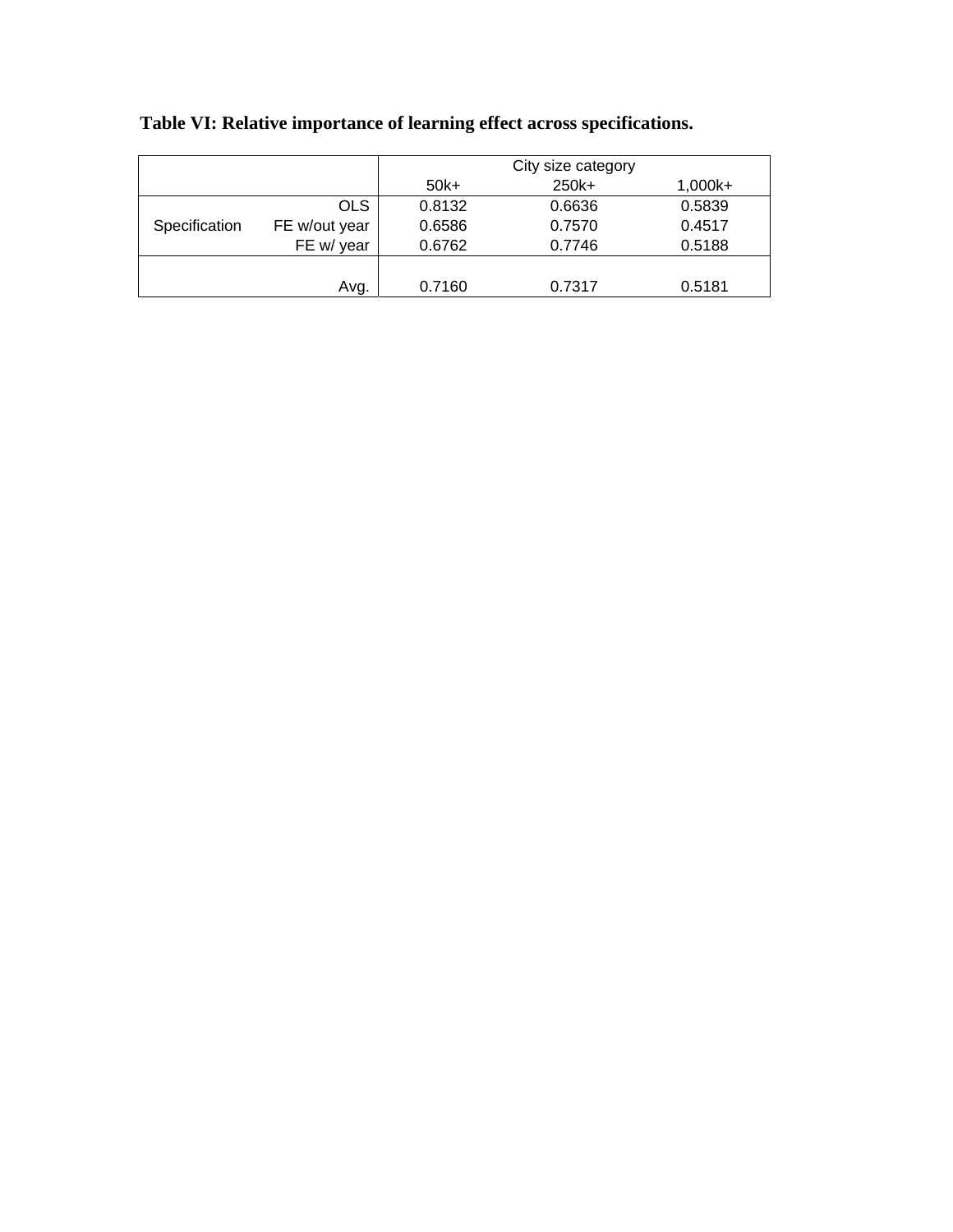**Table VI: Relative importance of learning effect across specifications.**

| | | City size category | | |
|---|---|---|---|---|
| | | 50k+ | 250k+ | 1,000k+ |
| Specification | OLS | 0.8132 | 0.6636 | 0.5839 |
| | FE w/out year | 0.6586 | 0.7570 | 0.4517 |
| | FE w/ year | 0.6762 | 0.7746 | 0.5188 |
| | Avg. | 0.7160 | 0.7317 | 0.5181 |